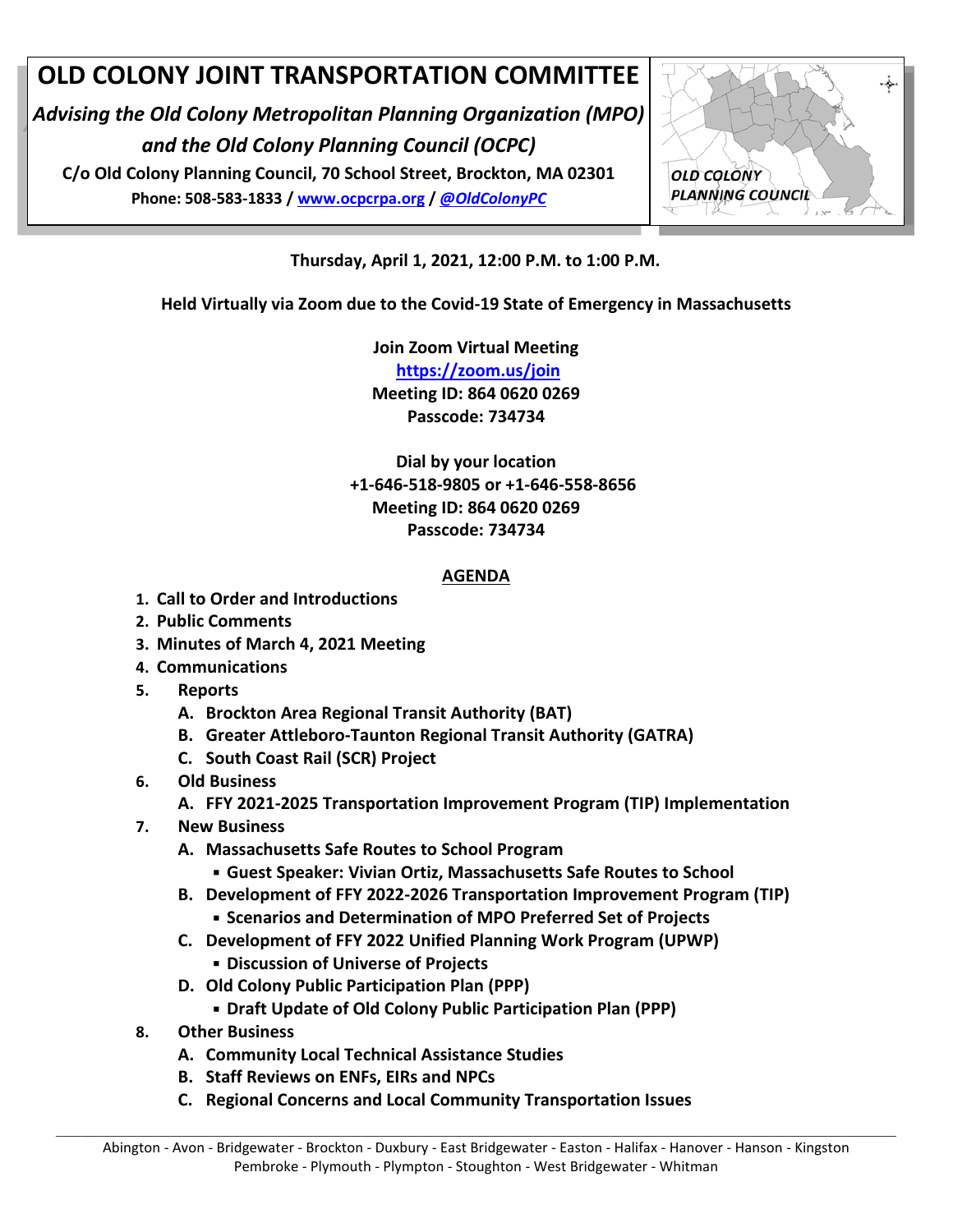# OLD COLONY JOINT TRANSPORTATION COMMITTEE

***Advising the Old Colony Metropolitan Planning Organization (MPO) and the Old Colony Planning Council (OCPC)***

**C/o Old Colony Planning Council, 70 School Street, Brockton, MA 02301**

**Phone: 508-583-1833 / www.ocpcrpa.org / *@OldColonyPC***

*OLD COLONY PLANNING COUNCIL*

**Thursday, April 1, 2021, 12:00 P.M. to 1:00 P.M.**

**Held Virtually via Zoom due to the Covid-19 State of Emergency in Massachusetts**

**Join Zoom Virtual Meeting**
**https://zoom.us/join**
**Meeting ID: 864 0620 0269**
**Passcode: 734734**

**Dial by your location**
**+1-646-518-9805 or +1-646-558-8656**
**Meeting ID: 864 0620 0269**
**Passcode: 734734**

## AGENDA

1. **Call to Order and Introductions**
2. **Public Comments**
3. **Minutes of March 4, 2021 Meeting**
4. **Communications**
5. **Reports**
   - A. **Brockton Area Regional Transit Authority (BAT)**
   - B. **Greater Attleboro-Taunton Regional Transit Authority (GATRA)**
   - C. **South Coast Rail (SCR) Project**
6. **Old Business**
   - A. **FFY 2021-2025 Transportation Improvement Program (TIP) Implementation**
7. **New Business**
   - A. **Massachusetts Safe Routes to School Program**
     - **Guest Speaker: Vivian Ortiz, Massachusetts Safe Routes to School**
   - B. **Development of FFY 2022-2026 Transportation Improvement Program (TIP)**
     - **Scenarios and Determination of MPO Preferred Set of Projects**
   - C. **Development of FFY 2022 Unified Planning Work Program (UPWP)**
     - **Discussion of Universe of Projects**
   - D. **Old Colony Public Participation Plan (PPP)**
     - **Draft Update of Old Colony Public Participation Plan (PPP)**
8. **Other Business**
   - A. **Community Local Technical Assistance Studies**
   - B. **Staff Reviews on ENFs, EIRs and NPCs**
   - C. **Regional Concerns and Local Community Transportation Issues**

Abington - Avon - Bridgewater - Brockton - Duxbury - East Bridgewater - Easton - Halifax - Hanover - Hanson - Kingston Pembroke - Plymouth - Plympton - Stoughton - West Bridgewater - Whitman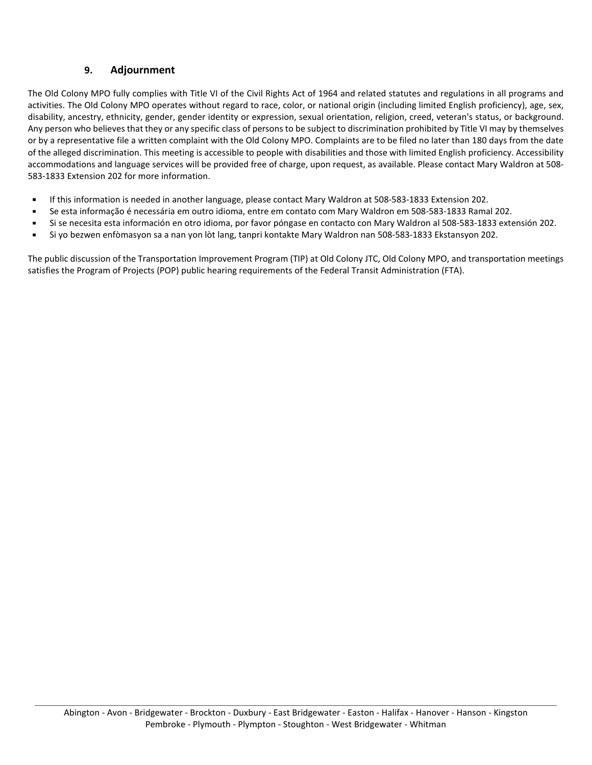## 9. Adjournment

The Old Colony MPO fully complies with Title VI of the Civil Rights Act of 1964 and related statutes and regulations in all programs and activities. The Old Colony MPO operates without regard to race, color, or national origin (including limited English proficiency), age, sex, disability, ancestry, ethnicity, gender, gender identity or expression, sexual orientation, religion, creed, veteran's status, or background. Any person who believes that they or any specific class of persons to be subject to discrimination prohibited by Title VI may by themselves or by a representative file a written complaint with the Old Colony MPO. Complaints are to be filed no later than 180 days from the date of the alleged discrimination. This meeting is accessible to people with disabilities and those with limited English proficiency. Accessibility accommodations and language services will be provided free of charge, upon request, as available. Please contact Mary Waldron at 508-583-1833 Extension 202 for more information.

- If this information is needed in another language, please contact Mary Waldron at 508-583-1833 Extension 202.
- Se esta informação é necessária em outro idioma, entre em contato com Mary Waldron em 508-583-1833 Ramal 202.
- Si se necesita esta información en otro idioma, por favor póngase en contacto con Mary Waldron al 508-583-1833 extensión 202.
- Si yo bezwen enfòmasyon sa a nan yon lòt lang, tanpri kontakte Mary Waldron nan 508-583-1833 Ekstansyon 202.

The public discussion of the Transportation Improvement Program (TIP) at Old Colony JTC, Old Colony MPO, and transportation meetings satisfies the Program of Projects (POP) public hearing requirements of the Federal Transit Administration (FTA).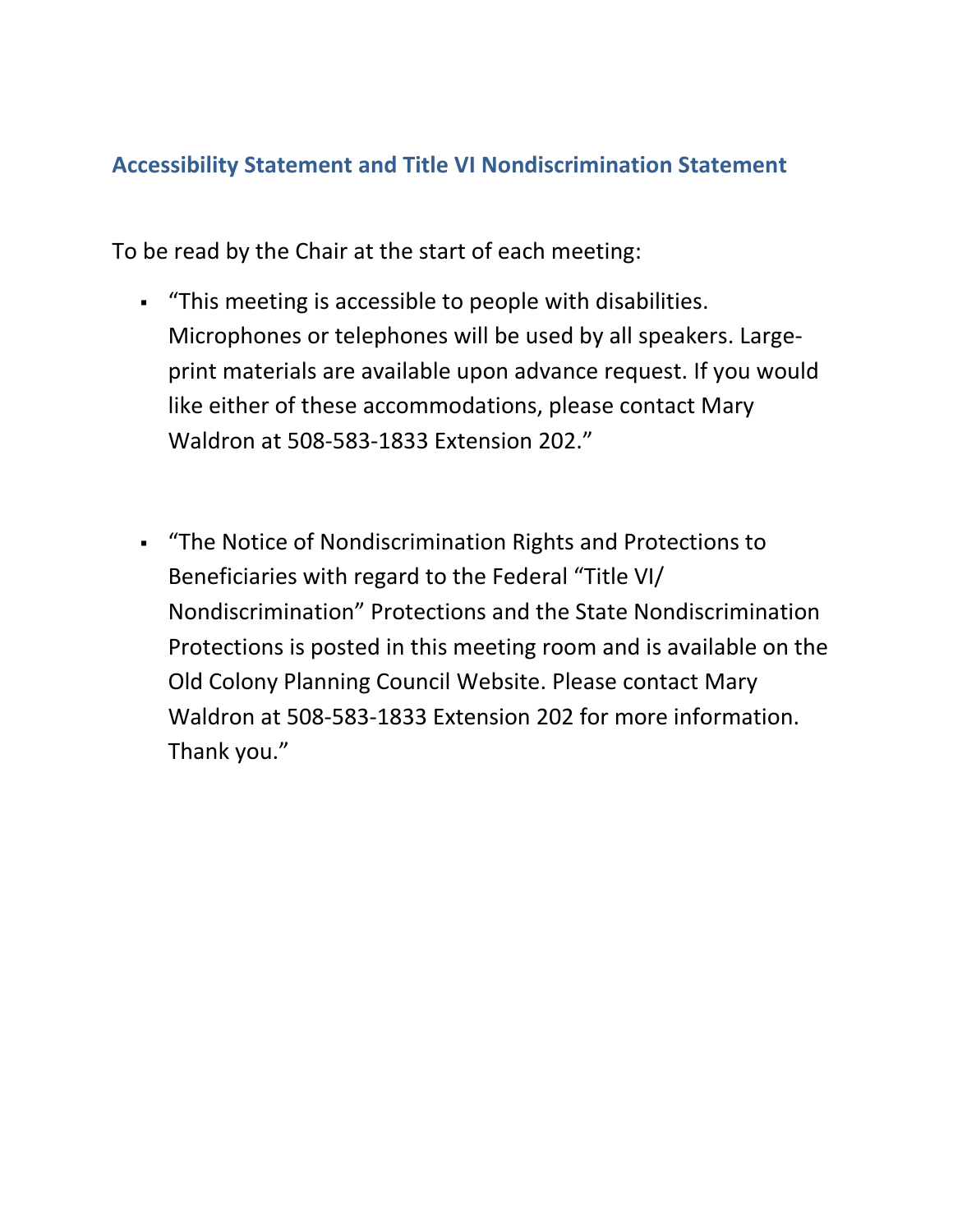## Accessibility Statement and Title VI Nondiscrimination Statement

To be read by the Chair at the start of each meeting:

- "This meeting is accessible to people with disabilities. Microphones or telephones will be used by all speakers. Large-print materials are available upon advance request. If you would like either of these accommodations, please contact Mary Waldron at 508-583-1833 Extension 202."

- "The Notice of Nondiscrimination Rights and Protections to Beneficiaries with regard to the Federal "Title VI/ Nondiscrimination" Protections and the State Nondiscrimination Protections is posted in this meeting room and is available on the Old Colony Planning Council Website. Please contact Mary Waldron at 508-583-1833 Extension 202 for more information. Thank you."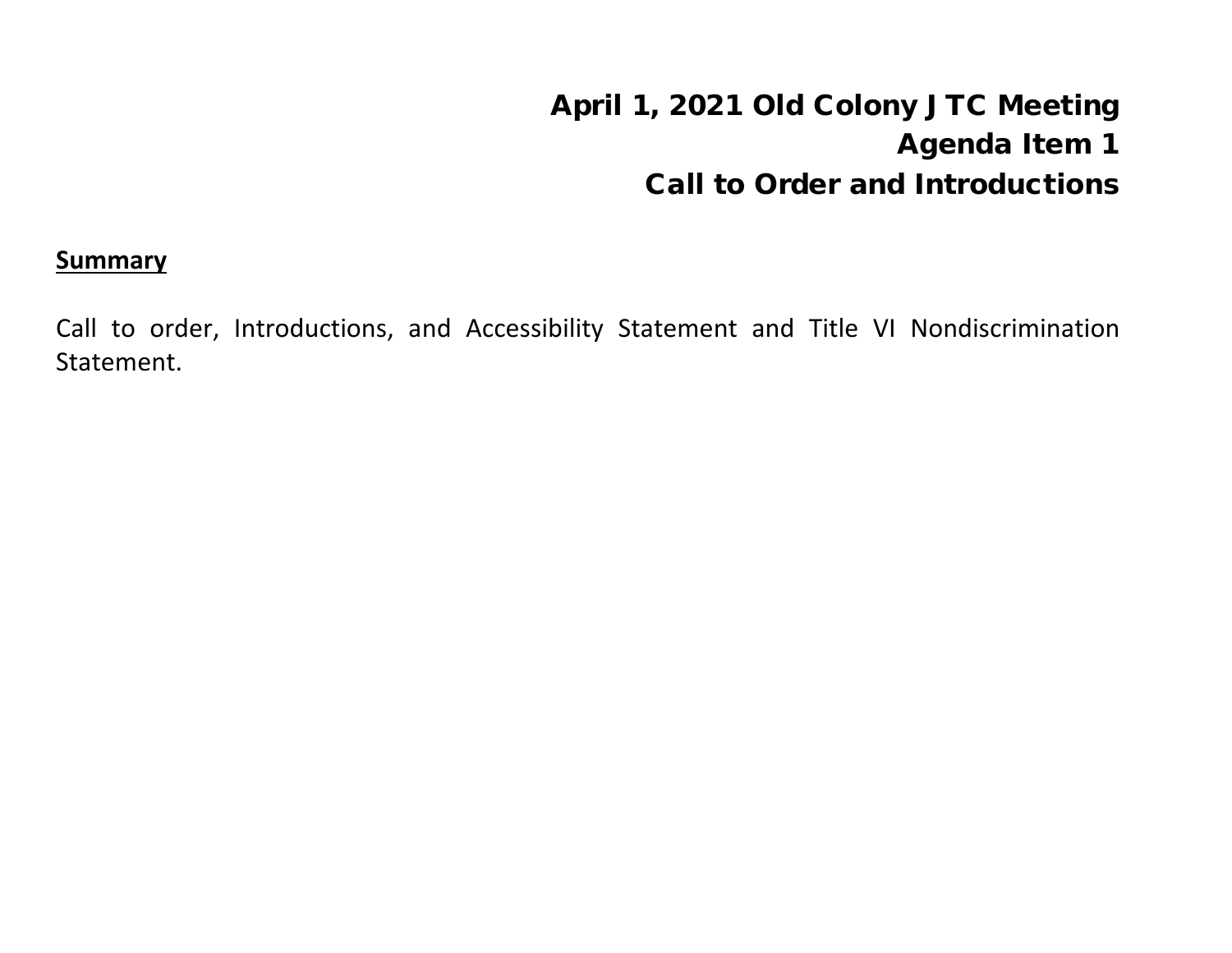# April 1, 2021 Old Colony JTC Meeting
## Agenda Item 1
## Call to Order and Introductions

**Summary**

Call to order, Introductions, and Accessibility Statement and Title VI Nondiscrimination Statement.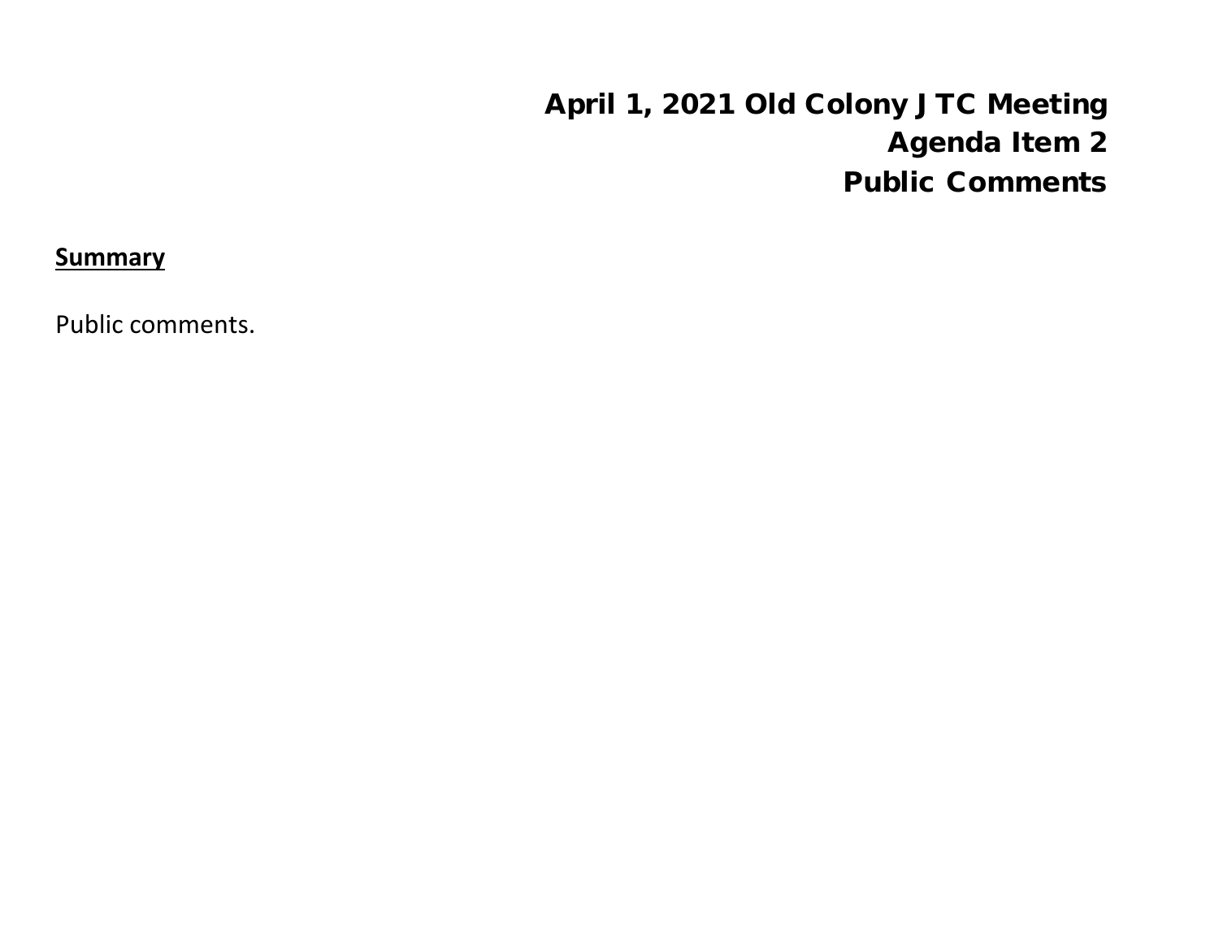# April 1, 2021 Old Colony JTC Meeting
# Agenda Item 2
# Public Comments

**Summary**

Public comments.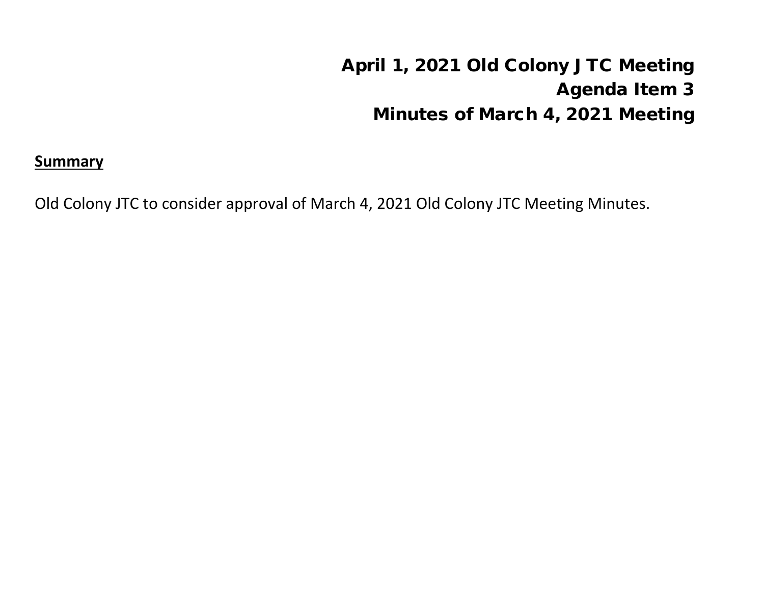# April 1, 2021 Old Colony JTC Meeting
# Agenda Item 3
# Minutes of March 4, 2021 Meeting

## Summary

Old Colony JTC to consider approval of March 4, 2021 Old Colony JTC Meeting Minutes.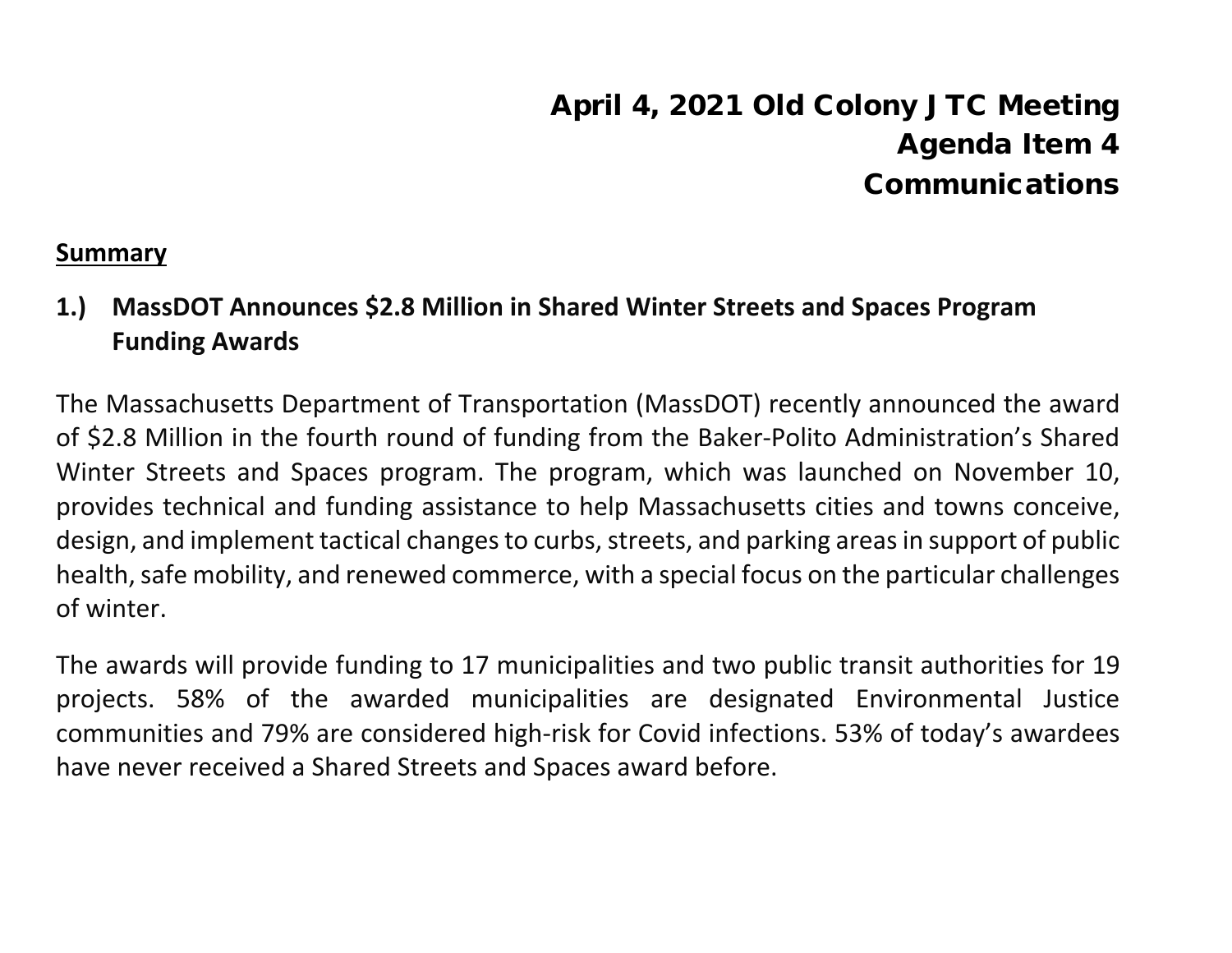# April 4, 2021 Old Colony JTC Meeting
# Agenda Item 4
# Communications

**Summary**

**1.) MassDOT Announces $2.8 Million in Shared Winter Streets and Spaces Program Funding Awards**

The Massachusetts Department of Transportation (MassDOT) recently announced the award of $2.8 Million in the fourth round of funding from the Baker-Polito Administration's Shared Winter Streets and Spaces program. The program, which was launched on November 10, provides technical and funding assistance to help Massachusetts cities and towns conceive, design, and implement tactical changes to curbs, streets, and parking areas in support of public health, safe mobility, and renewed commerce, with a special focus on the particular challenges of winter.

The awards will provide funding to 17 municipalities and two public transit authorities for 19 projects. 58% of the awarded municipalities are designated Environmental Justice communities and 79% are considered high-risk for Covid infections. 53% of today's awardees have never received a Shared Streets and Spaces award before.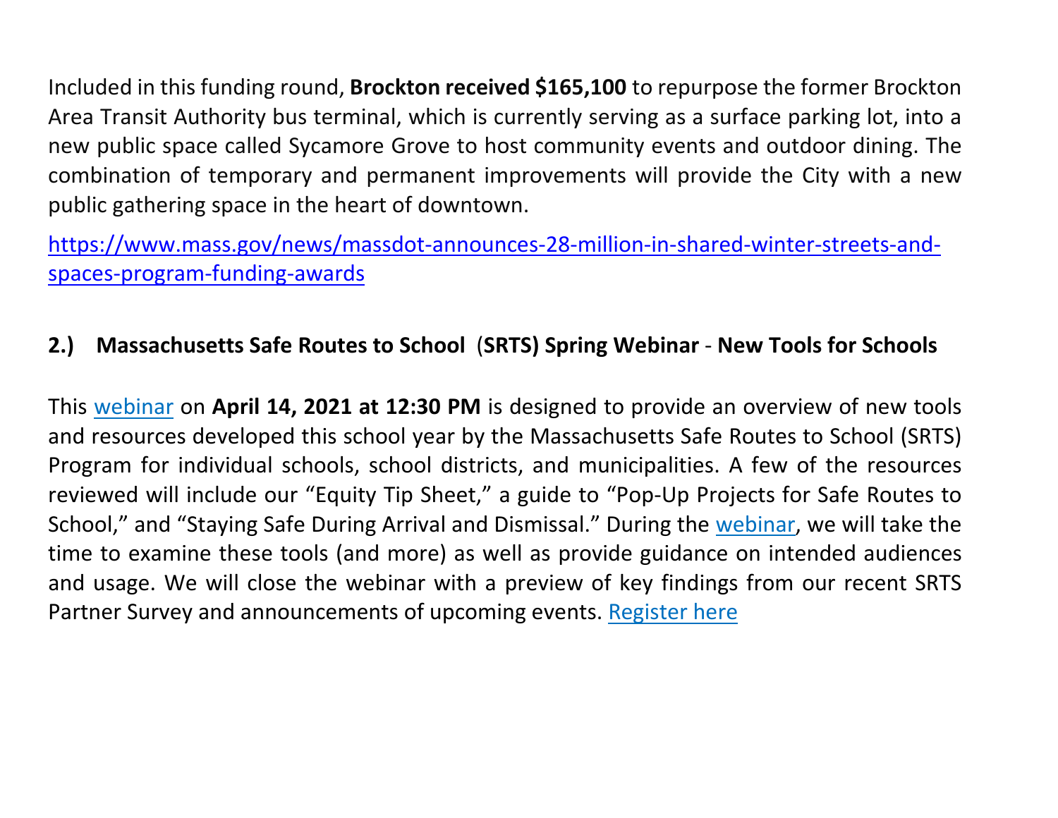Included in this funding round, **Brockton received $165,100** to repurpose the former Brockton Area Transit Authority bus terminal, which is currently serving as a surface parking lot, into a new public space called Sycamore Grove to host community events and outdoor dining. The combination of temporary and permanent improvements will provide the City with a new public gathering space in the heart of downtown.

https://www.mass.gov/news/massdot-announces-28-million-in-shared-winter-streets-and-spaces-program-funding-awards

## 2.) Massachusetts Safe Routes to School (SRTS) Spring Webinar - New Tools for Schools

This webinar on **April 14, 2021 at 12:30 PM** is designed to provide an overview of new tools and resources developed this school year by the Massachusetts Safe Routes to School (SRTS) Program for individual schools, school districts, and municipalities. A few of the resources reviewed will include our "Equity Tip Sheet," a guide to "Pop-Up Projects for Safe Routes to School," and "Staying Safe During Arrival and Dismissal." During the webinar, we will take the time to examine these tools (and more) as well as provide guidance on intended audiences and usage. We will close the webinar with a preview of key findings from our recent SRTS Partner Survey and announcements of upcoming events. Register here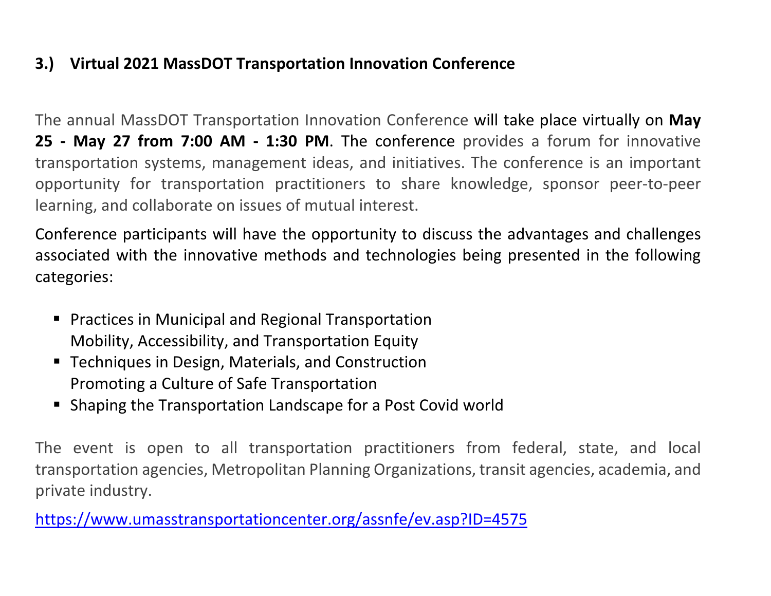### 3.) Virtual 2021 MassDOT Transportation Innovation Conference

The annual MassDOT Transportation Innovation Conference will take place virtually on **May 25 - May 27 from 7:00 AM - 1:30 PM**. The conference provides a forum for innovative transportation systems, management ideas, and initiatives. The conference is an important opportunity for transportation practitioners to share knowledge, sponsor peer-to-peer learning, and collaborate on issues of mutual interest.

Conference participants will have the opportunity to discuss the advantages and challenges associated with the innovative methods and technologies being presented in the following categories:

- Practices in Municipal and Regional Transportation
  Mobility, Accessibility, and Transportation Equity
- Techniques in Design, Materials, and Construction
  Promoting a Culture of Safe Transportation
- Shaping the Transportation Landscape for a Post Covid world

The event is open to all transportation practitioners from federal, state, and local transportation agencies, Metropolitan Planning Organizations, transit agencies, academia, and private industry.

https://www.umasstransportationcenter.org/assnfe/ev.asp?ID=4575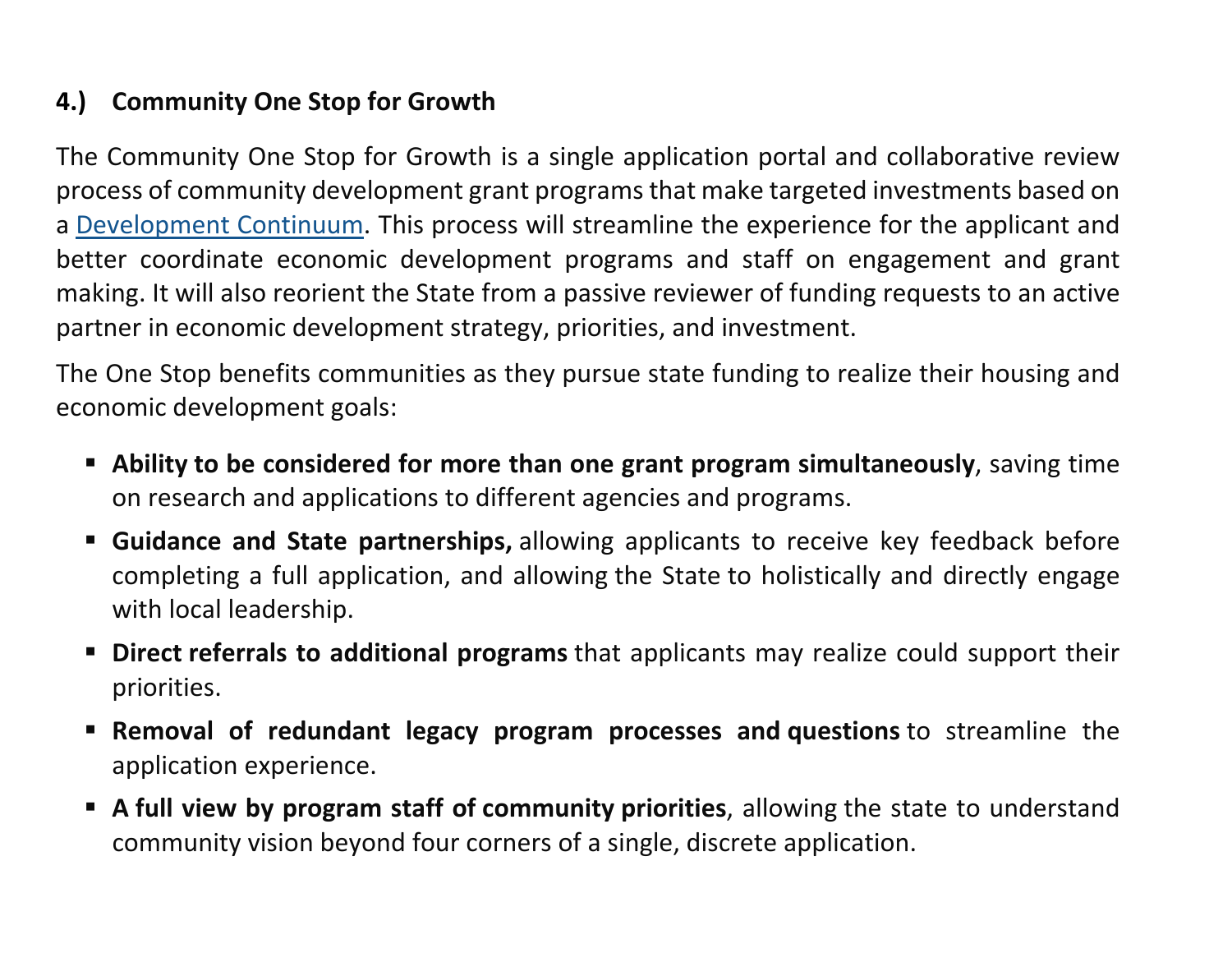### 4.) Community One Stop for Growth

The Community One Stop for Growth is a single application portal and collaborative review process of community development grant programs that make targeted investments based on a Development Continuum. This process will streamline the experience for the applicant and better coordinate economic development programs and staff on engagement and grant making. It will also reorient the State from a passive reviewer of funding requests to an active partner in economic development strategy, priorities, and investment.

The One Stop benefits communities as they pursue state funding to realize their housing and economic development goals:

- **Ability to be considered for more than one grant program simultaneously**, saving time on research and applications to different agencies and programs.
- **Guidance and State partnerships,** allowing applicants to receive key feedback before completing a full application, and allowing the State to holistically and directly engage with local leadership.
- **Direct referrals to additional programs** that applicants may realize could support their priorities.
- **Removal of redundant legacy program processes and questions** to streamline the application experience.
- **A full view by program staff of community priorities**, allowing the state to understand community vision beyond four corners of a single, discrete application.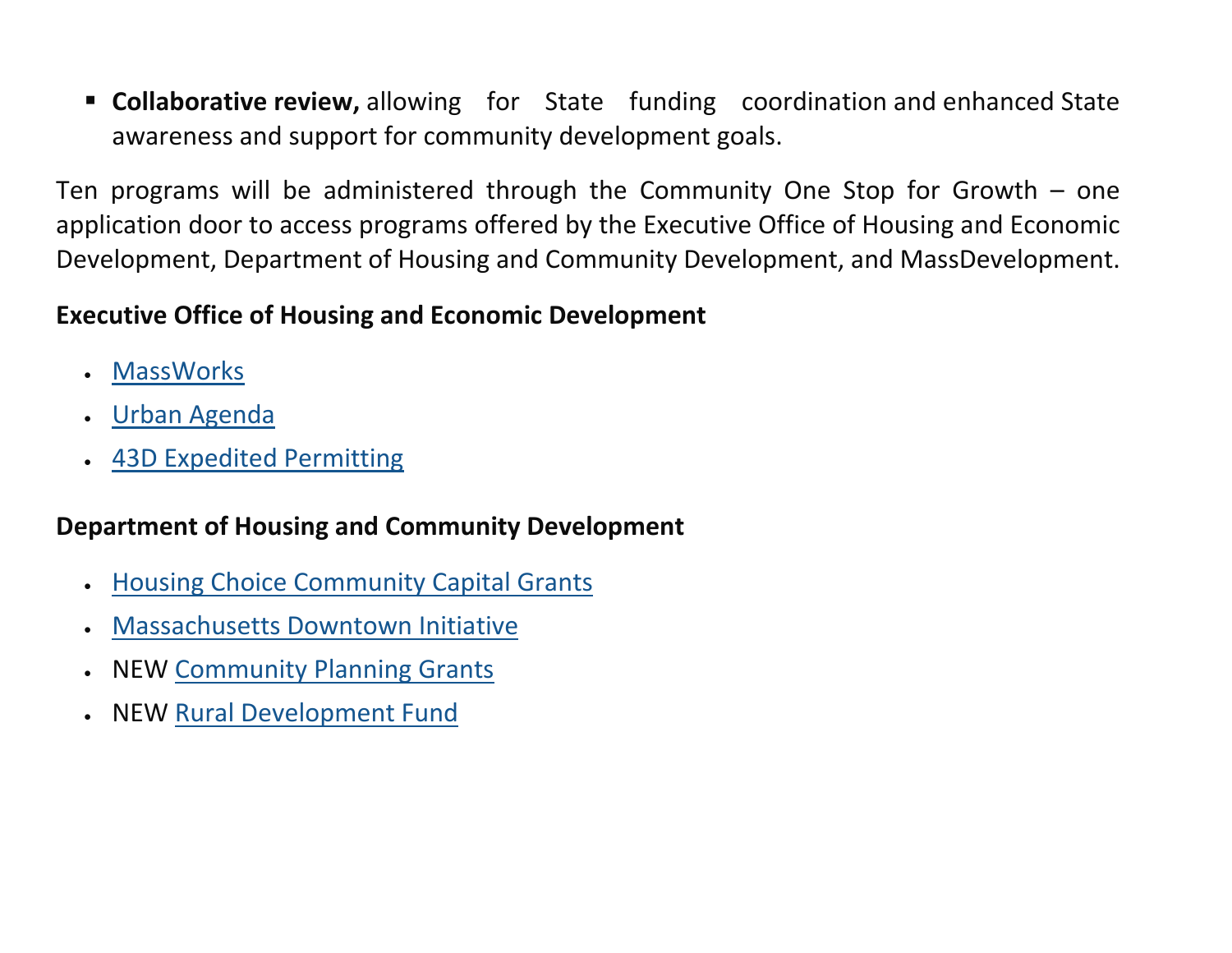- **Collaborative review,** allowing for State funding coordination and enhanced State awareness and support for community development goals.

Ten programs will be administered through the Community One Stop for Growth – one application door to access programs offered by the Executive Office of Housing and Economic Development, Department of Housing and Community Development, and MassDevelopment.

**Executive Office of Housing and Economic Development**

- MassWorks
- Urban Agenda
- 43D Expedited Permitting

**Department of Housing and Community Development**

- Housing Choice Community Capital Grants
- Massachusetts Downtown Initiative
- NEW Community Planning Grants
- NEW Rural Development Fund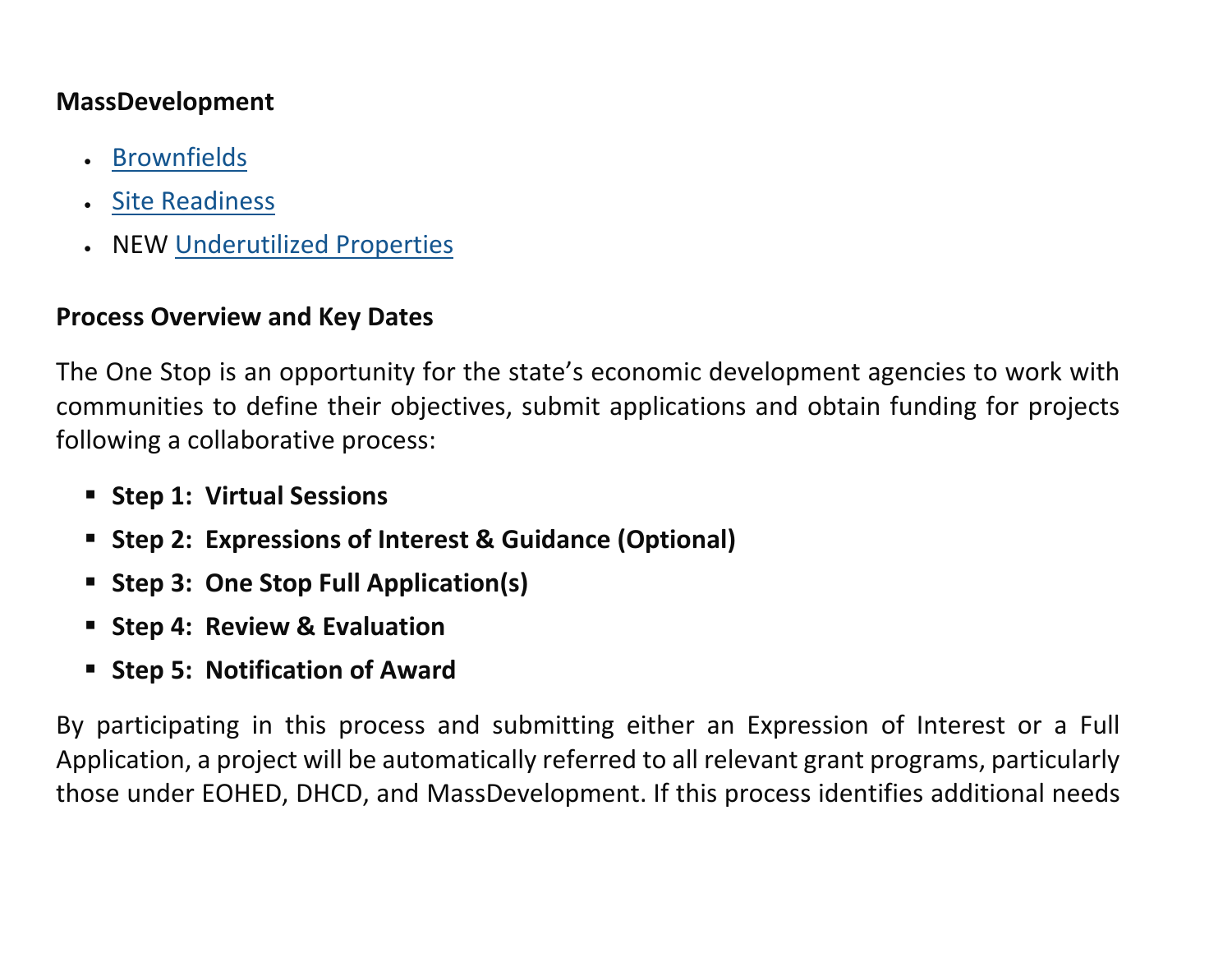**MassDevelopment**

- Brownfields
- Site Readiness
- NEW Underutilized Properties

**Process Overview and Key Dates**

The One Stop is an opportunity for the state's economic development agencies to work with communities to define their objectives, submit applications and obtain funding for projects following a collaborative process:

- **Step 1: Virtual Sessions**
- **Step 2: Expressions of Interest & Guidance (Optional)**
- **Step 3: One Stop Full Application(s)**
- **Step 4: Review & Evaluation**
- **Step 5: Notification of Award**

By participating in this process and submitting either an Expression of Interest or a Full Application, a project will be automatically referred to all relevant grant programs, particularly those under EOHED, DHCD, and MassDevelopment. If this process identifies additional needs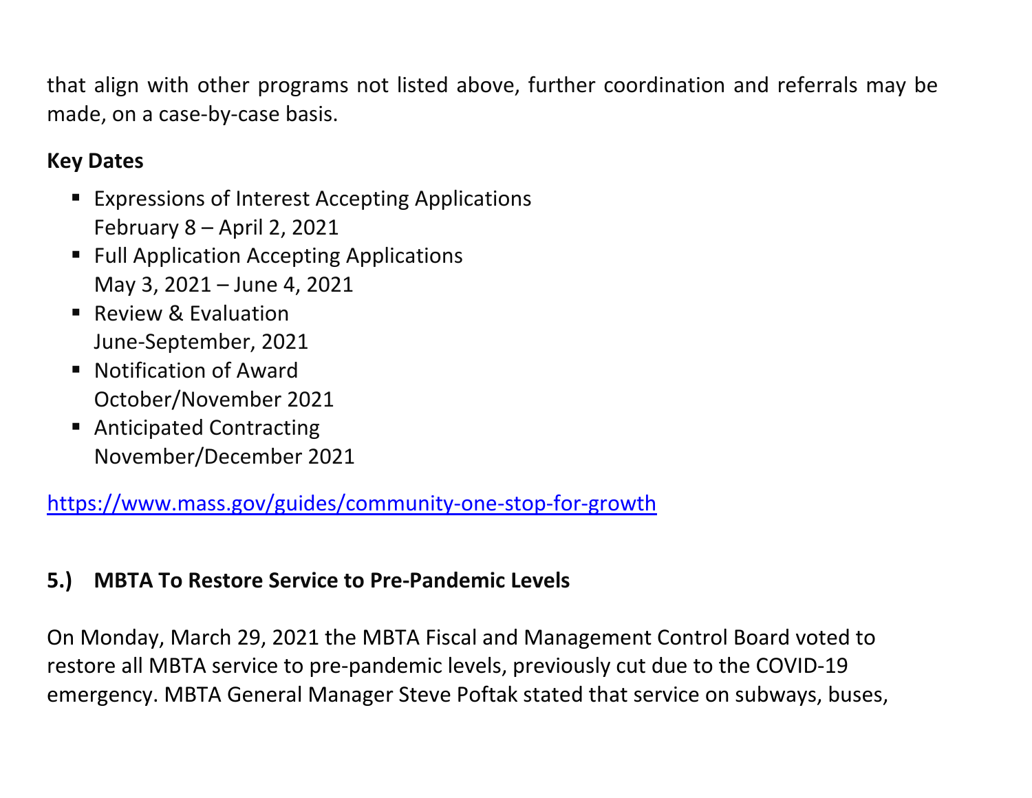that align with other programs not listed above, further coordination and referrals may be made, on a case-by-case basis.

**Key Dates**

- Expressions of Interest Accepting Applications
  February 8 – April 2, 2021
- Full Application Accepting Applications
  May 3, 2021 – June 4, 2021
- Review & Evaluation
  June-September, 2021
- Notification of Award
  October/November 2021
- Anticipated Contracting
  November/December 2021

https://www.mass.gov/guides/community-one-stop-for-growth

## 5.) MBTA To Restore Service to Pre-Pandemic Levels

On Monday, March 29, 2021 the MBTA Fiscal and Management Control Board voted to restore all MBTA service to pre-pandemic levels, previously cut due to the COVID-19 emergency. MBTA General Manager Steve Poftak stated that service on subways, buses,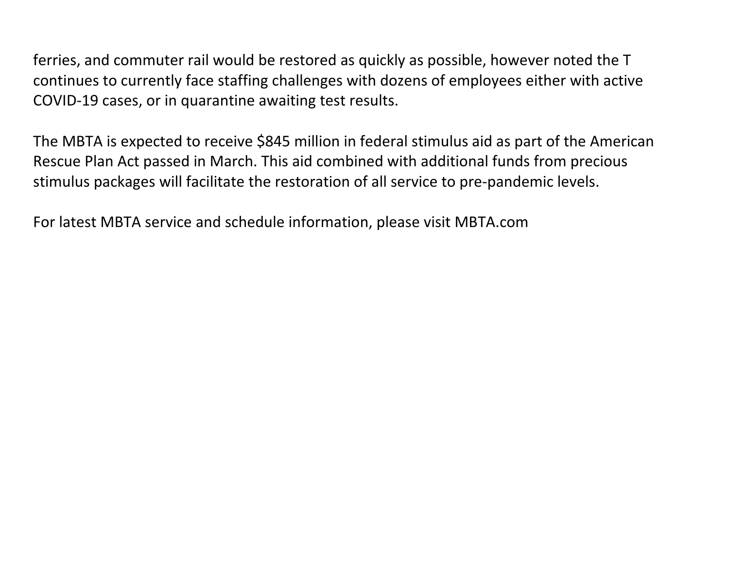ferries, and commuter rail would be restored as quickly as possible, however noted the T continues to currently face staffing challenges with dozens of employees either with active COVID-19 cases, or in quarantine awaiting test results.

The MBTA is expected to receive $845 million in federal stimulus aid as part of the American Rescue Plan Act passed in March. This aid combined with additional funds from precious stimulus packages will facilitate the restoration of all service to pre-pandemic levels.

For latest MBTA service and schedule information, please visit MBTA.com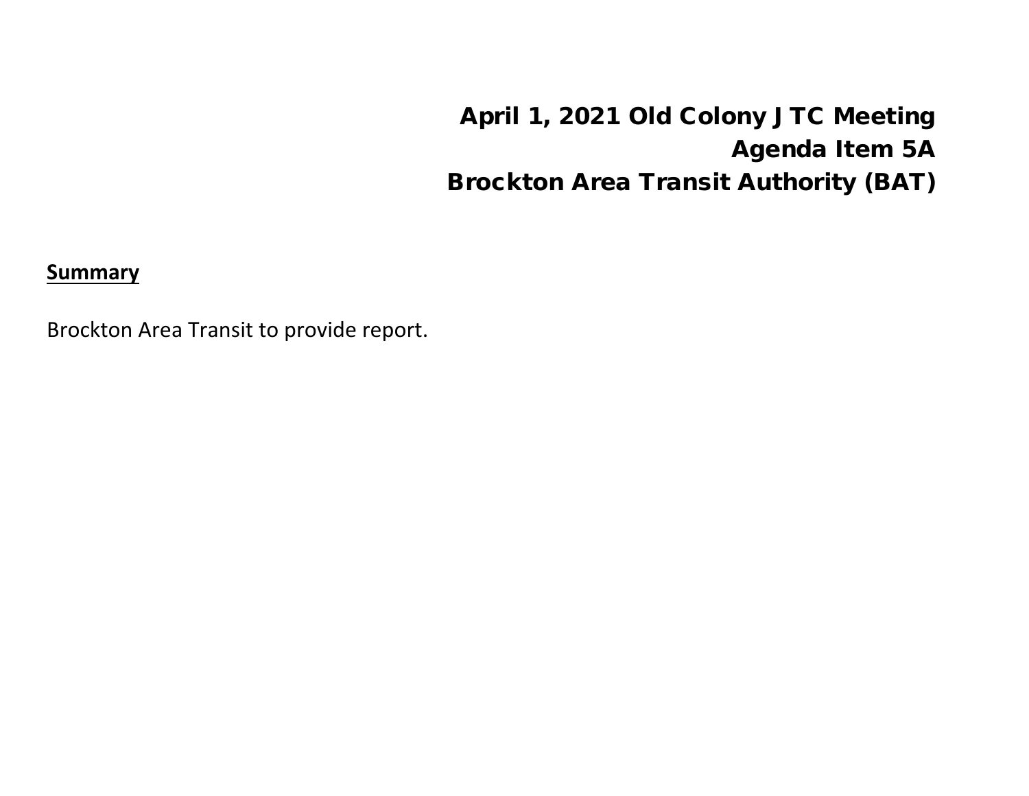# April 1, 2021 Old Colony JTC Meeting
# Agenda Item 5A
# Brockton Area Transit Authority (BAT)

**Summary**

Brockton Area Transit to provide report.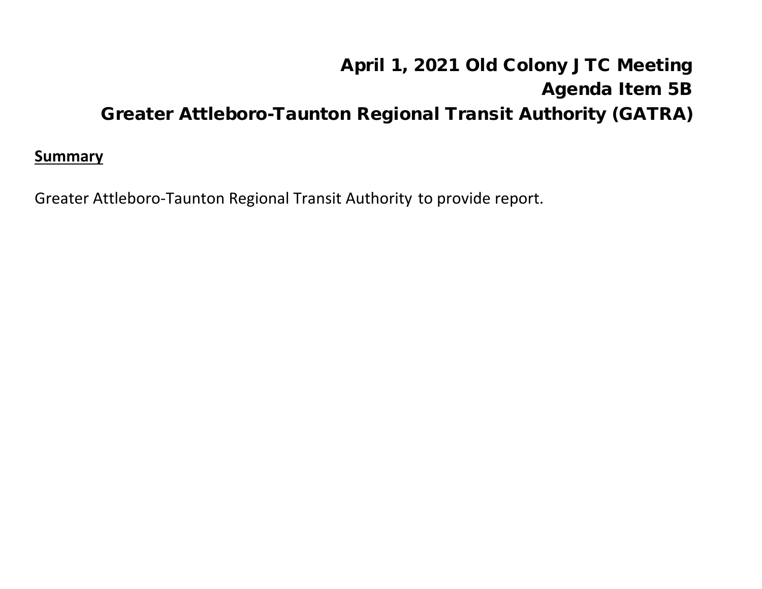# April 1, 2021 Old Colony JTC Meeting
# Agenda Item 5B
# Greater Attleboro-Taunton Regional Transit Authority (GATRA)

**Summary**

Greater Attleboro-Taunton Regional Transit Authority to provide report.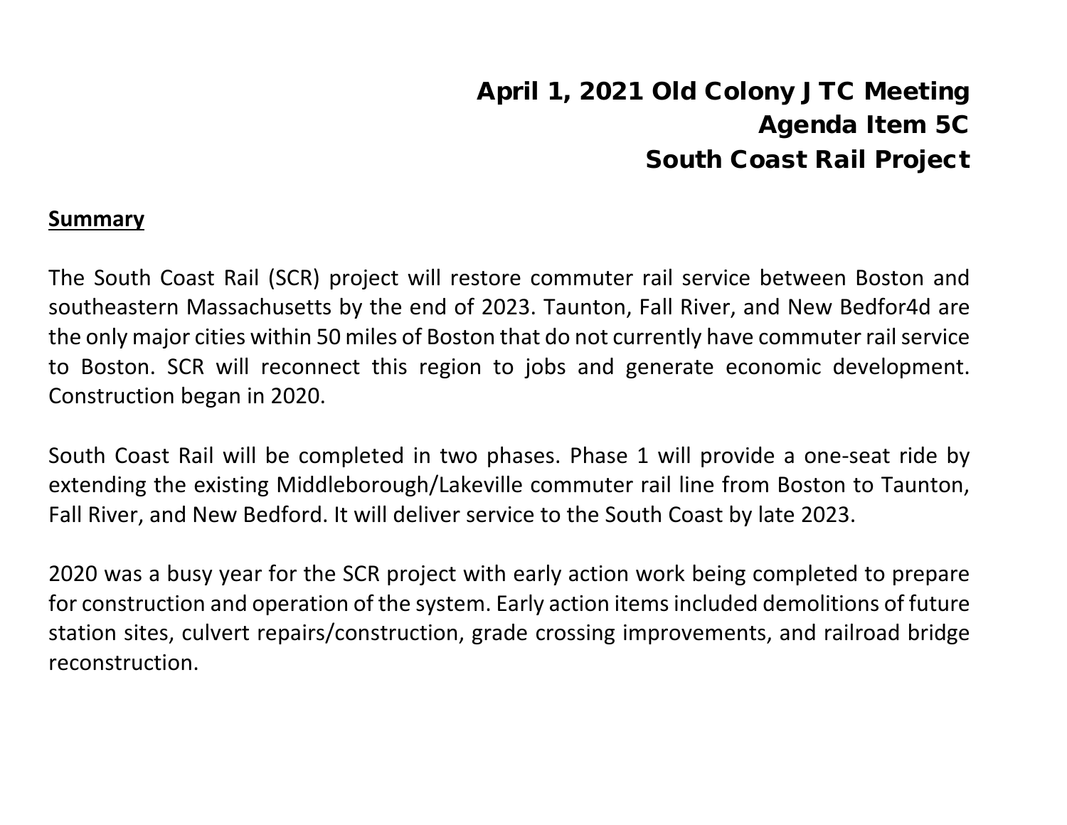# April 1, 2021 Old Colony JTC Meeting
# Agenda Item 5C
# South Coast Rail Project

**Summary**

The South Coast Rail (SCR) project will restore commuter rail service between Boston and southeastern Massachusetts by the end of 2023. Taunton, Fall River, and New Bedfor4d are the only major cities within 50 miles of Boston that do not currently have commuter rail service to Boston. SCR will reconnect this region to jobs and generate economic development. Construction began in 2020.

South Coast Rail will be completed in two phases. Phase 1 will provide a one-seat ride by extending the existing Middleborough/Lakeville commuter rail line from Boston to Taunton, Fall River, and New Bedford. It will deliver service to the South Coast by late 2023.

2020 was a busy year for the SCR project with early action work being completed to prepare for construction and operation of the system. Early action items included demolitions of future station sites, culvert repairs/construction, grade crossing improvements, and railroad bridge reconstruction.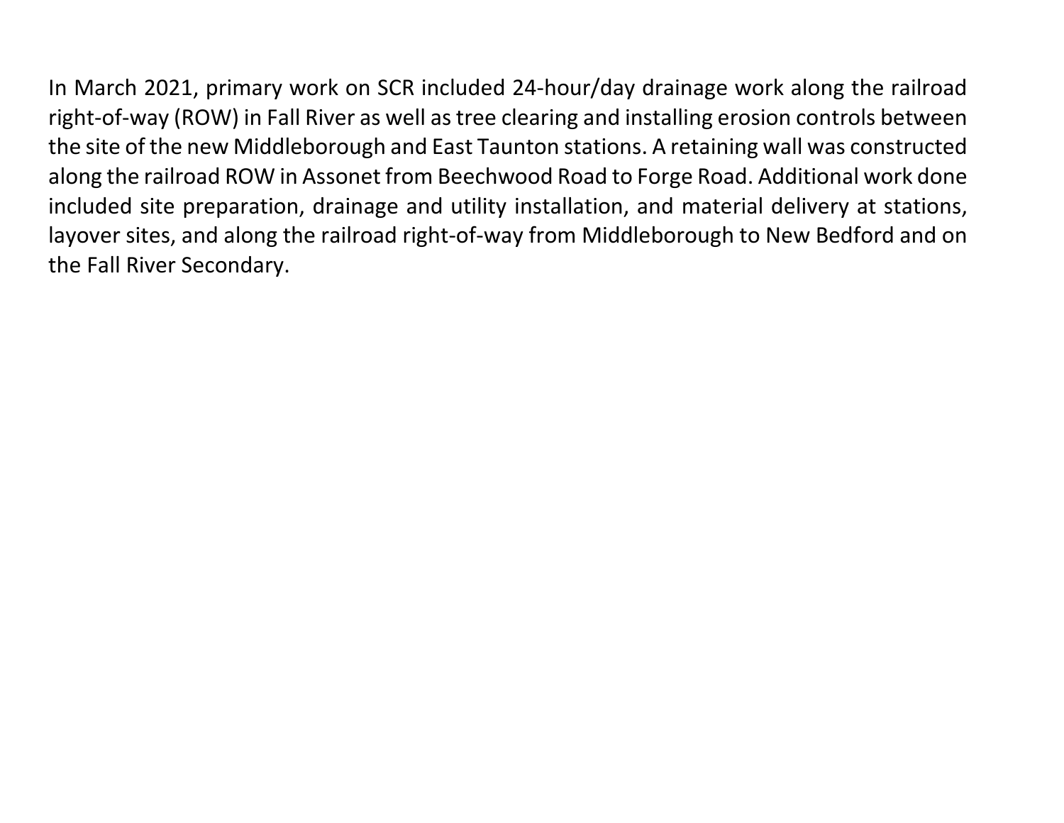In March 2021, primary work on SCR included 24-hour/day drainage work along the railroad right-of-way (ROW) in Fall River as well as tree clearing and installing erosion controls between the site of the new Middleborough and East Taunton stations. A retaining wall was constructed along the railroad ROW in Assonet from Beechwood Road to Forge Road. Additional work done included site preparation, drainage and utility installation, and material delivery at stations, layover sites, and along the railroad right-of-way from Middleborough to New Bedford and on the Fall River Secondary.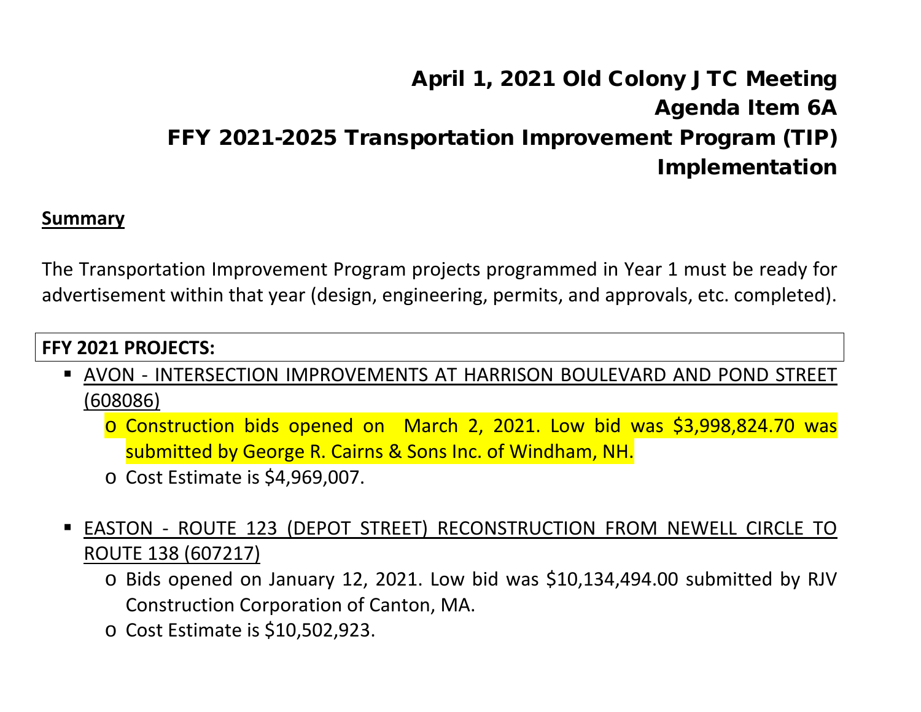# April 1, 2021 Old Colony JTC Meeting
# Agenda Item 6A
# FFY 2021-2025 Transportation Improvement Program (TIP) Implementation

**Summary**

The Transportation Improvement Program projects programmed in Year 1 must be ready for advertisement within that year (design, engineering, permits, and approvals, etc. completed).

**FFY 2021 PROJECTS:**

- AVON - INTERSECTION IMPROVEMENTS AT HARRISON BOULEVARD AND POND STREET (608086)
  - Construction bids opened on March 2, 2021. Low bid was $3,998,824.70 was submitted by George R. Cairns & Sons Inc. of Windham, NH.
  - Cost Estimate is $4,969,007.

- EASTON - ROUTE 123 (DEPOT STREET) RECONSTRUCTION FROM NEWELL CIRCLE TO ROUTE 138 (607217)
  - Bids opened on January 12, 2021. Low bid was $10,134,494.00 submitted by RJV Construction Corporation of Canton, MA.
  - Cost Estimate is $10,502,923.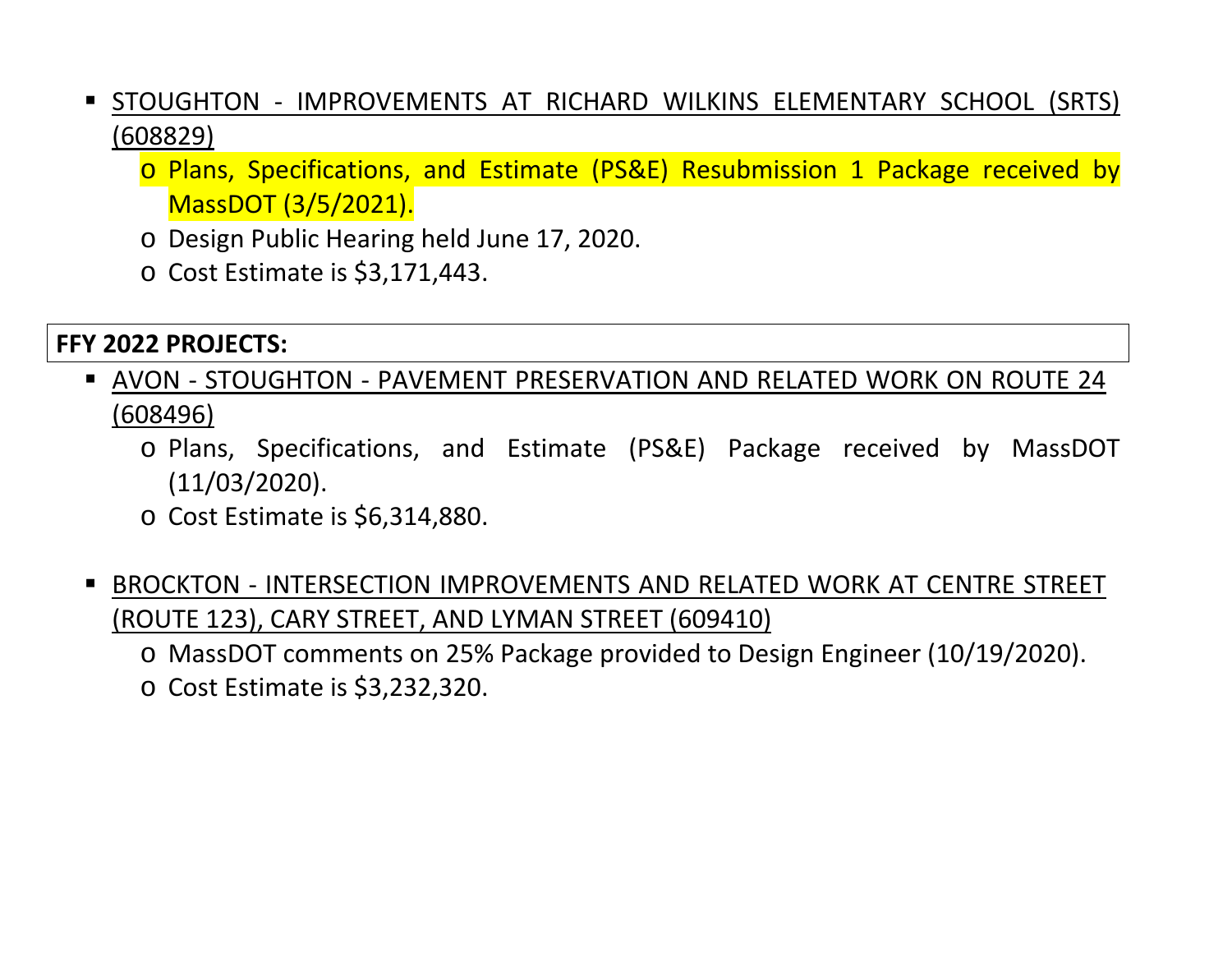- <u>STOUGHTON - IMPROVEMENTS AT RICHARD WILKINS ELEMENTARY SCHOOL (SRTS) (608829)</u>
  - Plans, Specifications, and Estimate (PS&E) Resubmission 1 Package received by MassDOT (3/5/2021).
  - Design Public Hearing held June 17, 2020.
  - Cost Estimate is $3,171,443.

**FFY 2022 PROJECTS:**

- <u>AVON - STOUGHTON - PAVEMENT PRESERVATION AND RELATED WORK ON ROUTE 24 (608496)</u>
  - Plans, Specifications, and Estimate (PS&E) Package received by MassDOT (11/03/2020).
  - Cost Estimate is $6,314,880.

- <u>BROCKTON - INTERSECTION IMPROVEMENTS AND RELATED WORK AT CENTRE STREET (ROUTE 123), CARY STREET, AND LYMAN STREET (609410)</u>
  - MassDOT comments on 25% Package provided to Design Engineer (10/19/2020).
  - Cost Estimate is $3,232,320.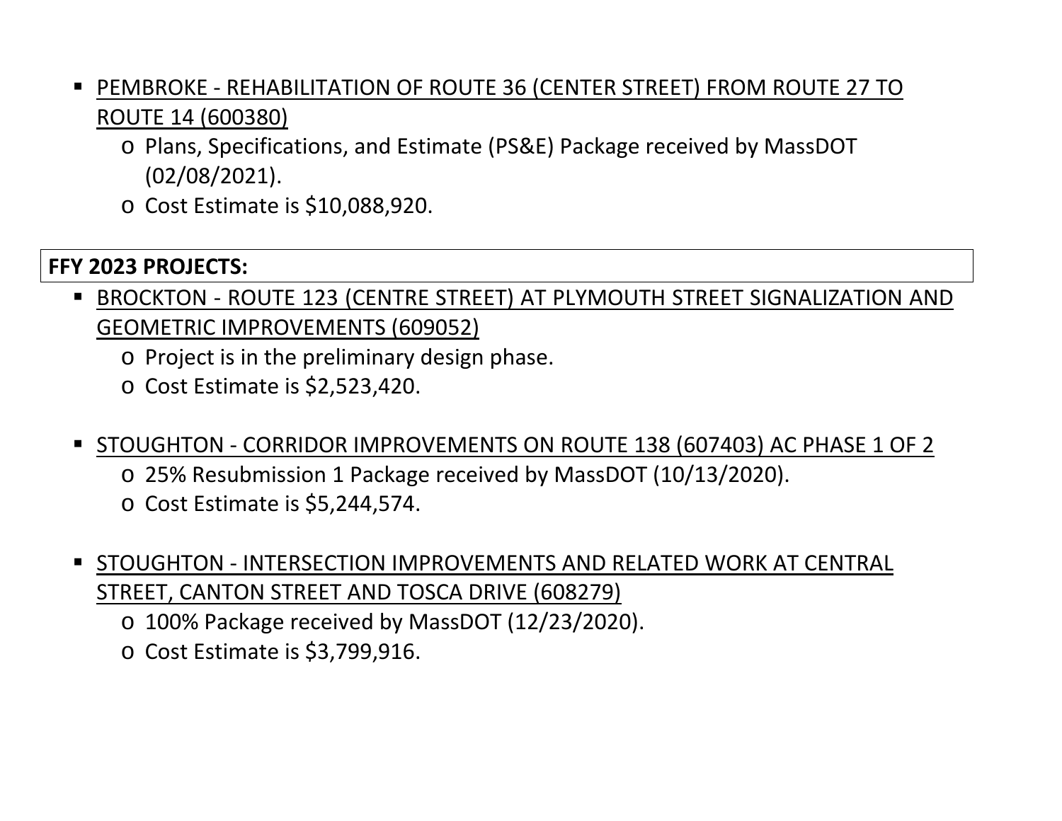- PEMBROKE - REHABILITATION OF ROUTE 36 (CENTER STREET) FROM ROUTE 27 TO ROUTE 14 (600380)
    - Plans, Specifications, and Estimate (PS&E) Package received by MassDOT (02/08/2021).
    - Cost Estimate is $10,088,920.

**FFY 2023 PROJECTS:**

- BROCKTON - ROUTE 123 (CENTRE STREET) AT PLYMOUTH STREET SIGNALIZATION AND GEOMETRIC IMPROVEMENTS (609052)
    - Project is in the preliminary design phase.
    - Cost Estimate is $2,523,420.

- STOUGHTON - CORRIDOR IMPROVEMENTS ON ROUTE 138 (607403) AC PHASE 1 OF 2
    - 25% Resubmission 1 Package received by MassDOT (10/13/2020).
    - Cost Estimate is $5,244,574.

- STOUGHTON - INTERSECTION IMPROVEMENTS AND RELATED WORK AT CENTRAL STREET, CANTON STREET AND TOSCA DRIVE (608279)
    - 100% Package received by MassDOT (12/23/2020).
    - Cost Estimate is $3,799,916.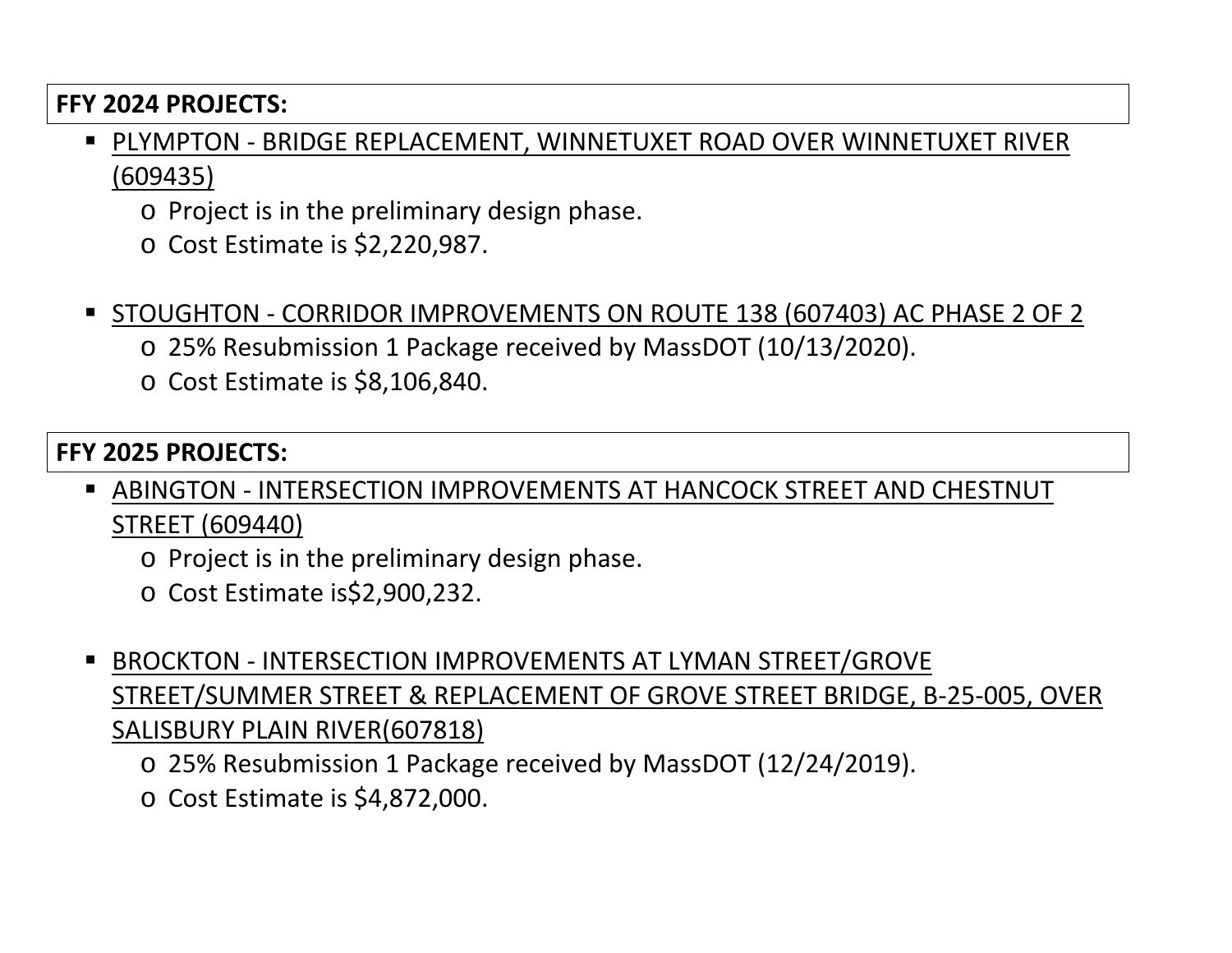**FFY 2024 PROJECTS:**

- PLYMPTON - BRIDGE REPLACEMENT, WINNETUXET ROAD OVER WINNETUXET RIVER (609435)
  - Project is in the preliminary design phase.
  - Cost Estimate is $2,220,987.

- STOUGHTON - CORRIDOR IMPROVEMENTS ON ROUTE 138 (607403) AC PHASE 2 OF 2
  - 25% Resubmission 1 Package received by MassDOT (10/13/2020).
  - Cost Estimate is $8,106,840.

**FFY 2025 PROJECTS:**

- ABINGTON - INTERSECTION IMPROVEMENTS AT HANCOCK STREET AND CHESTNUT STREET (609440)
  - Project is in the preliminary design phase.
  - Cost Estimate is$2,900,232.

- BROCKTON - INTERSECTION IMPROVEMENTS AT LYMAN STREET/GROVE STREET/SUMMER STREET & REPLACEMENT OF GROVE STREET BRIDGE, B-25-005, OVER SALISBURY PLAIN RIVER(607818)
  - 25% Resubmission 1 Package received by MassDOT (12/24/2019).
  - Cost Estimate is $4,872,000.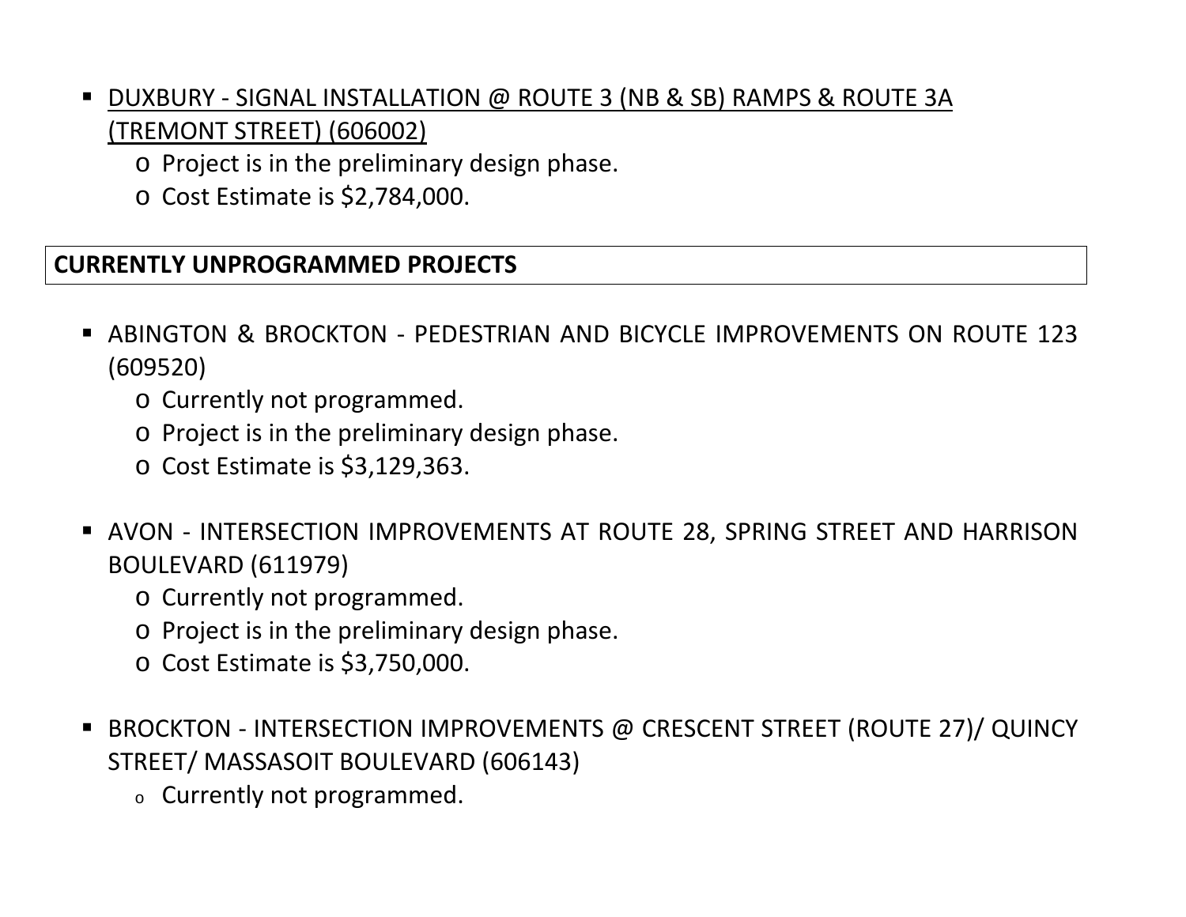- <u>DUXBURY - SIGNAL INSTALLATION @ ROUTE 3 (NB & SB) RAMPS & ROUTE 3A (TREMONT STREET) (606002)</u>
  - Project is in the preliminary design phase.
  - Cost Estimate is $2,784,000.

**CURRENTLY UNPROGRAMMED PROJECTS**

- ABINGTON & BROCKTON - PEDESTRIAN AND BICYCLE IMPROVEMENTS ON ROUTE 123 (609520)
  - Currently not programmed.
  - Project is in the preliminary design phase.
  - Cost Estimate is $3,129,363.

- AVON - INTERSECTION IMPROVEMENTS AT ROUTE 28, SPRING STREET AND HARRISON BOULEVARD (611979)
  - Currently not programmed.
  - Project is in the preliminary design phase.
  - Cost Estimate is $3,750,000.

- BROCKTON - INTERSECTION IMPROVEMENTS @ CRESCENT STREET (ROUTE 27)/ QUINCY STREET/ MASSASOIT BOULEVARD (606143)
  - Currently not programmed.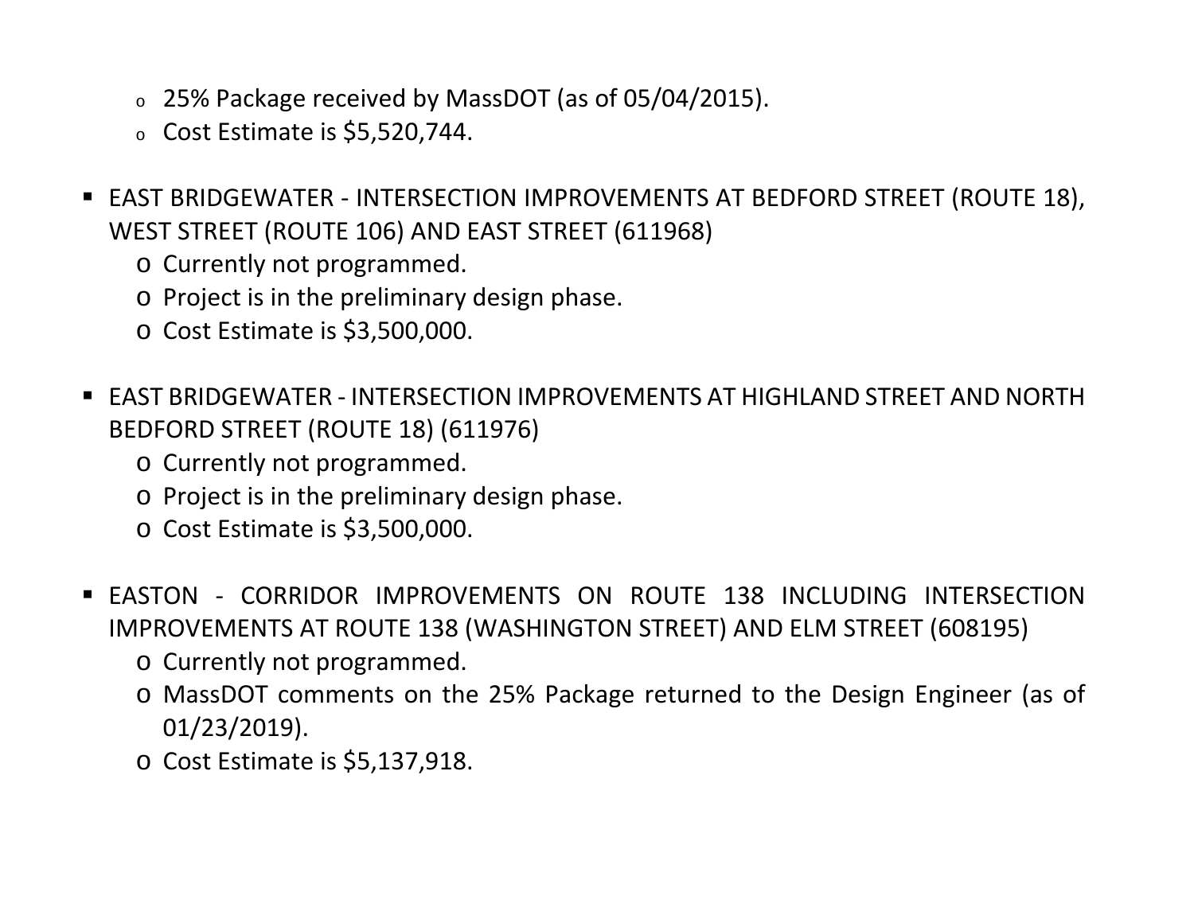- 25% Package received by MassDOT (as of 05/04/2015).
  - Cost Estimate is $5,520,744.

- EAST BRIDGEWATER - INTERSECTION IMPROVEMENTS AT BEDFORD STREET (ROUTE 18), WEST STREET (ROUTE 106) AND EAST STREET (611968)
  - Currently not programmed.
  - Project is in the preliminary design phase.
  - Cost Estimate is $3,500,000.

- EAST BRIDGEWATER - INTERSECTION IMPROVEMENTS AT HIGHLAND STREET AND NORTH BEDFORD STREET (ROUTE 18) (611976)
  - Currently not programmed.
  - Project is in the preliminary design phase.
  - Cost Estimate is $3,500,000.

- EASTON - CORRIDOR IMPROVEMENTS ON ROUTE 138 INCLUDING INTERSECTION IMPROVEMENTS AT ROUTE 138 (WASHINGTON STREET) AND ELM STREET (608195)
  - Currently not programmed.
  - MassDOT comments on the 25% Package returned to the Design Engineer (as of 01/23/2019).
  - Cost Estimate is $5,137,918.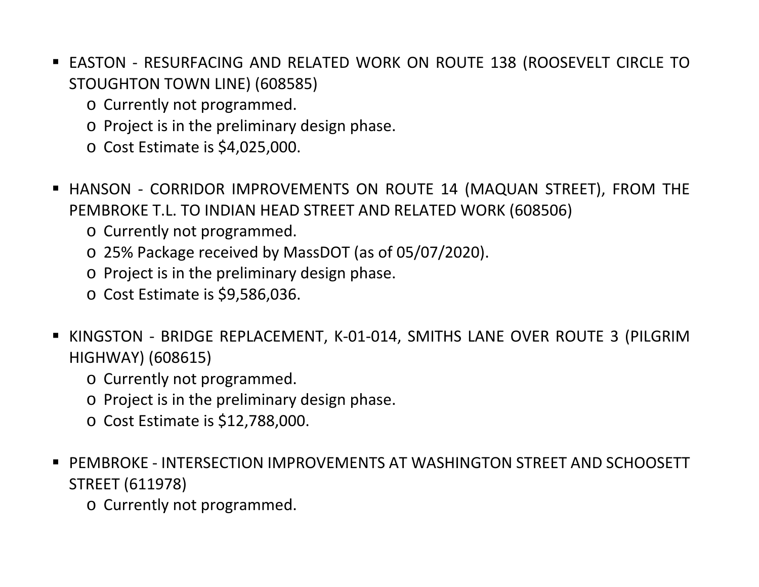- EASTON - RESURFACING AND RELATED WORK ON ROUTE 138 (ROOSEVELT CIRCLE TO STOUGHTON TOWN LINE) (608585)
  - Currently not programmed.
  - Project is in the preliminary design phase.
  - Cost Estimate is $4,025,000.

- HANSON - CORRIDOR IMPROVEMENTS ON ROUTE 14 (MAQUAN STREET), FROM THE PEMBROKE T.L. TO INDIAN HEAD STREET AND RELATED WORK (608506)
  - Currently not programmed.
  - 25% Package received by MassDOT (as of 05/07/2020).
  - Project is in the preliminary design phase.
  - Cost Estimate is $9,586,036.

- KINGSTON - BRIDGE REPLACEMENT, K-01-014, SMITHS LANE OVER ROUTE 3 (PILGRIM HIGHWAY) (608615)
  - Currently not programmed.
  - Project is in the preliminary design phase.
  - Cost Estimate is $12,788,000.

- PEMBROKE - INTERSECTION IMPROVEMENTS AT WASHINGTON STREET AND SCHOOSETT STREET (611978)
  - Currently not programmed.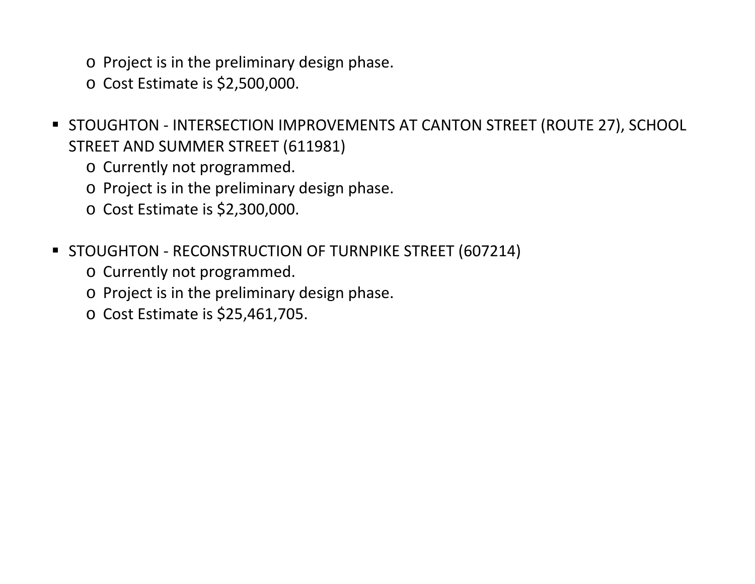- Project is in the preliminary design phase.
  - Cost Estimate is $2,500,000.

- STOUGHTON - INTERSECTION IMPROVEMENTS AT CANTON STREET (ROUTE 27), SCHOOL STREET AND SUMMER STREET (611981)
  - Currently not programmed.
  - Project is in the preliminary design phase.
  - Cost Estimate is $2,300,000.

- STOUGHTON - RECONSTRUCTION OF TURNPIKE STREET (607214)
  - Currently not programmed.
  - Project is in the preliminary design phase.
  - Cost Estimate is $25,461,705.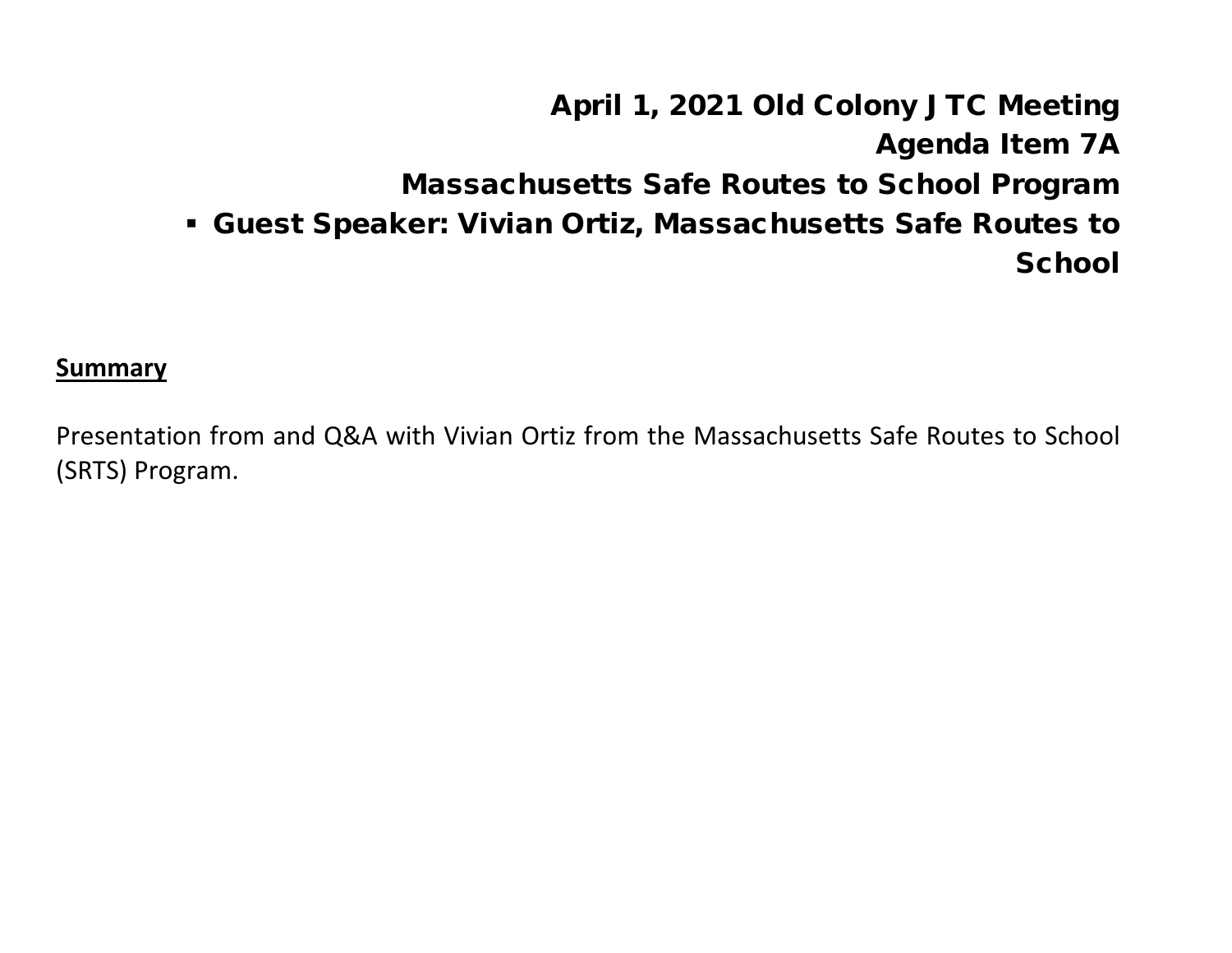# April 1, 2021 Old Colony JTC Meeting
## Agenda Item 7A
## Massachusetts Safe Routes to School Program

- **Guest Speaker: Vivian Ortiz, Massachusetts Safe Routes to School**

**Summary**

Presentation from and Q&A with Vivian Ortiz from the Massachusetts Safe Routes to School (SRTS) Program.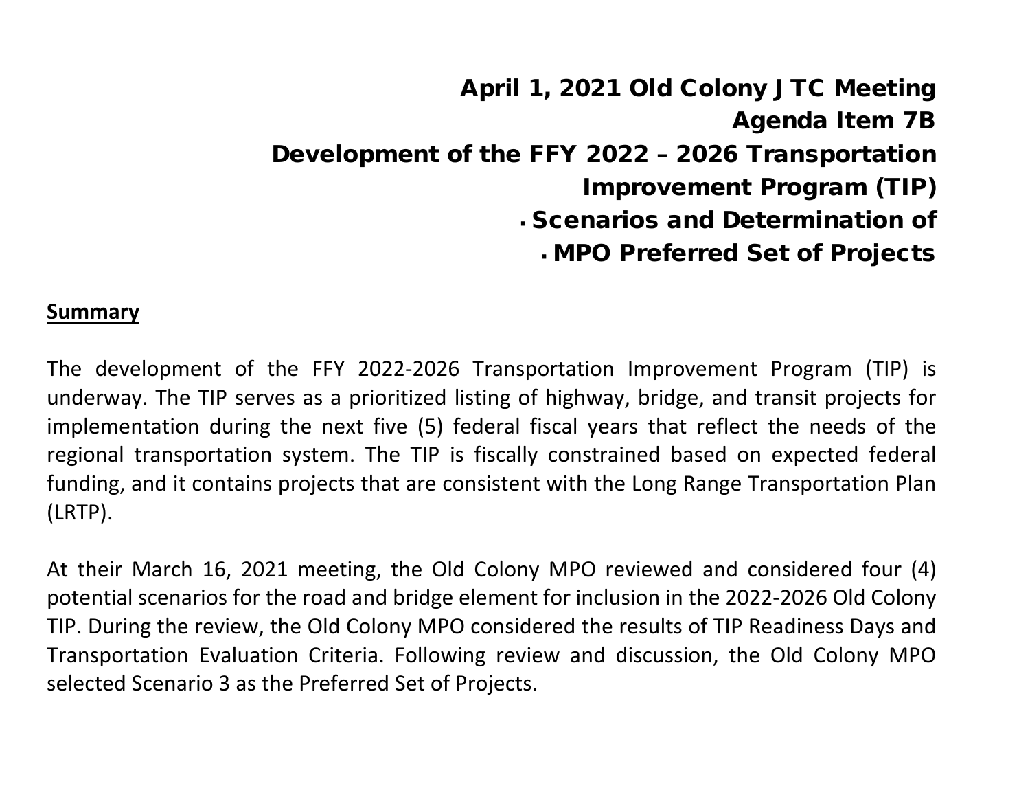# April 1, 2021 Old Colony JTC Meeting
# Agenda Item 7B
# Development of the FFY 2022 – 2026 Transportation Improvement Program (TIP)
- **Scenarios and Determination of**
- **MPO Preferred Set of Projects**

**Summary**

The development of the FFY 2022-2026 Transportation Improvement Program (TIP) is underway. The TIP serves as a prioritized listing of highway, bridge, and transit projects for implementation during the next five (5) federal fiscal years that reflect the needs of the regional transportation system. The TIP is fiscally constrained based on expected federal funding, and it contains projects that are consistent with the Long Range Transportation Plan (LRTP).

At their March 16, 2021 meeting, the Old Colony MPO reviewed and considered four (4) potential scenarios for the road and bridge element for inclusion in the 2022-2026 Old Colony TIP. During the review, the Old Colony MPO considered the results of TIP Readiness Days and Transportation Evaluation Criteria. Following review and discussion, the Old Colony MPO selected Scenario 3 as the Preferred Set of Projects.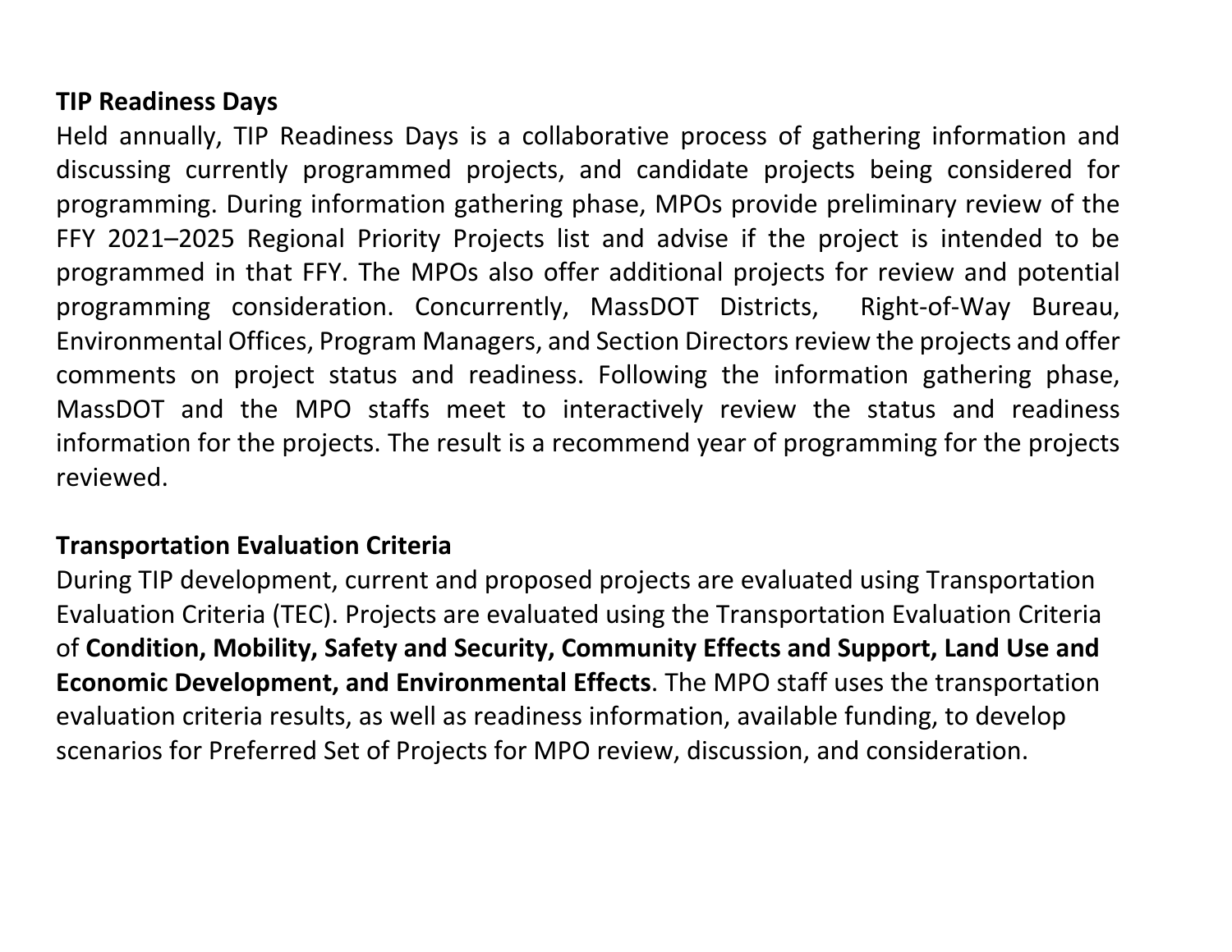**TIP Readiness Days**

Held annually, TIP Readiness Days is a collaborative process of gathering information and discussing currently programmed projects, and candidate projects being considered for programming. During information gathering phase, MPOs provide preliminary review of the FFY 2021–2025 Regional Priority Projects list and advise if the project is intended to be programmed in that FFY. The MPOs also offer additional projects for review and potential programming consideration. Concurrently, MassDOT Districts, Right-of-Way Bureau, Environmental Offices, Program Managers, and Section Directors review the projects and offer comments on project status and readiness. Following the information gathering phase, MassDOT and the MPO staffs meet to interactively review the status and readiness information for the projects. The result is a recommend year of programming for the projects reviewed.

**Transportation Evaluation Criteria**

During TIP development, current and proposed projects are evaluated using Transportation Evaluation Criteria (TEC). Projects are evaluated using the Transportation Evaluation Criteria of **Condition, Mobility, Safety and Security, Community Effects and Support, Land Use and Economic Development, and Environmental Effects**. The MPO staff uses the transportation evaluation criteria results, as well as readiness information, available funding, to develop scenarios for Preferred Set of Projects for MPO review, discussion, and consideration.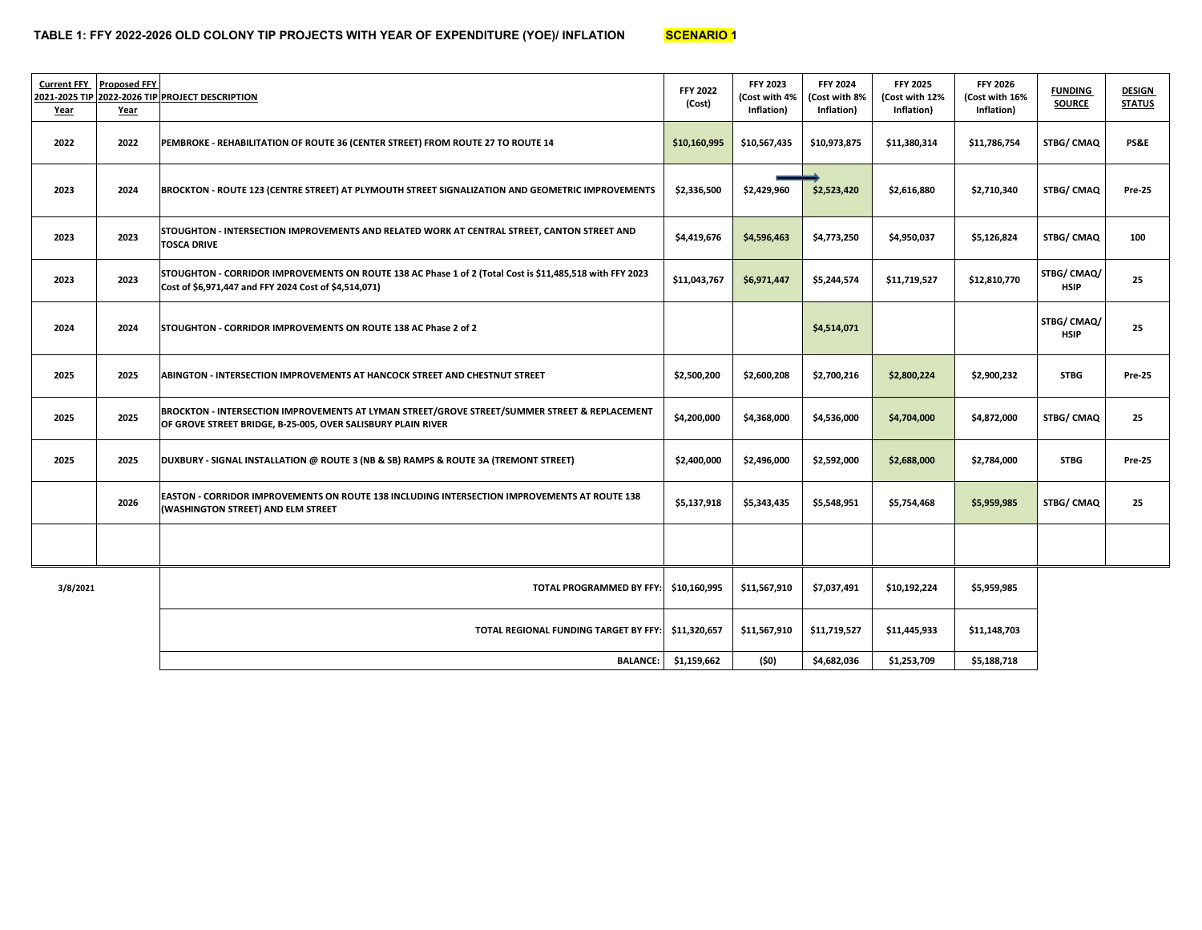## TABLE 1: FFY 2022-2026 OLD COLONY TIP PROJECTS WITH YEAR OF EXPENDITURE (YOE)/ INFLATION **SCENARIO 1**

| Current FFY 2021-2025 TIP Year | Proposed FFY 2022-2026 TIP Year | PROJECT DESCRIPTION | FFY 2022 (Cost) | FFY 2023 (Cost with 4% Inflation) | FFY 2024 (Cost with 8% Inflation) | FFY 2025 (Cost with 12% Inflation) | FFY 2026 (Cost with 16% Inflation) | FUNDING SOURCE | DESIGN STATUS |
|---|---|---|---|---|---|---|---|---|---|
| 2022 | 2022 | PEMBROKE - REHABILITATION OF ROUTE 36 (CENTER STREET) FROM ROUTE 27 TO ROUTE 14 | $10,160,995 | $10,567,435 | $10,973,875 | $11,380,314 | $11,786,754 | STBG/ CMAQ | PS&E |
| 2023 | 2024 | BROCKTON - ROUTE 123 (CENTRE STREET) AT PLYMOUTH STREET SIGNALIZATION AND GEOMETRIC IMPROVEMENTS | $2,336,500 | $2,429,960 | $2,523,420 | $2,616,880 | $2,710,340 | STBG/ CMAQ | Pre-25 |
| 2023 | 2023 | STOUGHTON - INTERSECTION IMPROVEMENTS AND RELATED WORK AT CENTRAL STREET, CANTON STREET AND TOSCA DRIVE | $4,419,676 | $4,596,463 | $4,773,250 | $4,950,037 | $5,126,824 | STBG/ CMAQ | 100 |
| 2023 | 2023 | STOUGHTON - CORRIDOR IMPROVEMENTS ON ROUTE 138 AC Phase 1 of 2 (Total Cost is $11,485,518 with FFY 2023 Cost of $6,971,447 and FFY 2024 Cost of $4,514,071) | $11,043,767 | $6,971,447 | $5,244,574 | $11,719,527 | $12,810,770 | STBG/ CMAQ/ HSIP | 25 |
| 2024 | 2024 | STOUGHTON - CORRIDOR IMPROVEMENTS ON ROUTE 138 AC Phase 2 of 2 | | | $4,514,071 | | | STBG/ CMAQ/ HSIP | 25 |
| 2025 | 2025 | ABINGTON - INTERSECTION IMPROVEMENTS AT HANCOCK STREET AND CHESTNUT STREET | $2,500,200 | $2,600,208 | $2,700,216 | $2,800,224 | $2,900,232 | STBG | Pre-25 |
| 2025 | 2025 | BROCKTON - INTERSECTION IMPROVEMENTS AT LYMAN STREET/GROVE STREET/SUMMER STREET & REPLACEMENT OF GROVE STREET BRIDGE, B-25-005, OVER SALISBURY PLAIN RIVER | $4,200,000 | $4,368,000 | $4,536,000 | $4,704,000 | $4,872,000 | STBG/ CMAQ | 25 |
| 2025 | 2025 | DUXBURY - SIGNAL INSTALLATION @ ROUTE 3 (NB & SB) RAMPS & ROUTE 3A (TREMONT STREET) | $2,400,000 | $2,496,000 | $2,592,000 | $2,688,000 | $2,784,000 | STBG | Pre-25 |
| | 2026 | EASTON - CORRIDOR IMPROVEMENTS ON ROUTE 138 INCLUDING INTERSECTION IMPROVEMENTS AT ROUTE 138 (WASHINGTON STREET) AND ELM STREET | $5,137,918 | $5,343,435 | $5,548,951 | $5,754,468 | $5,959,985 | STBG/ CMAQ | 25 |
| | | | | | | | | | |
| 3/8/2021 | | **TOTAL PROGRAMMED BY FFY:** | $10,160,995 | $11,567,910 | $7,037,491 | $10,192,224 | $5,959,985 | | |
| | | **TOTAL REGIONAL FUNDING TARGET BY FFY:** | $11,320,657 | $11,567,910 | $11,719,527 | $11,445,933 | $11,148,703 | | |
| | | **BALANCE:** | $1,159,662 | ($0) | $4,682,036 | $1,253,709 | $5,188,718 | | |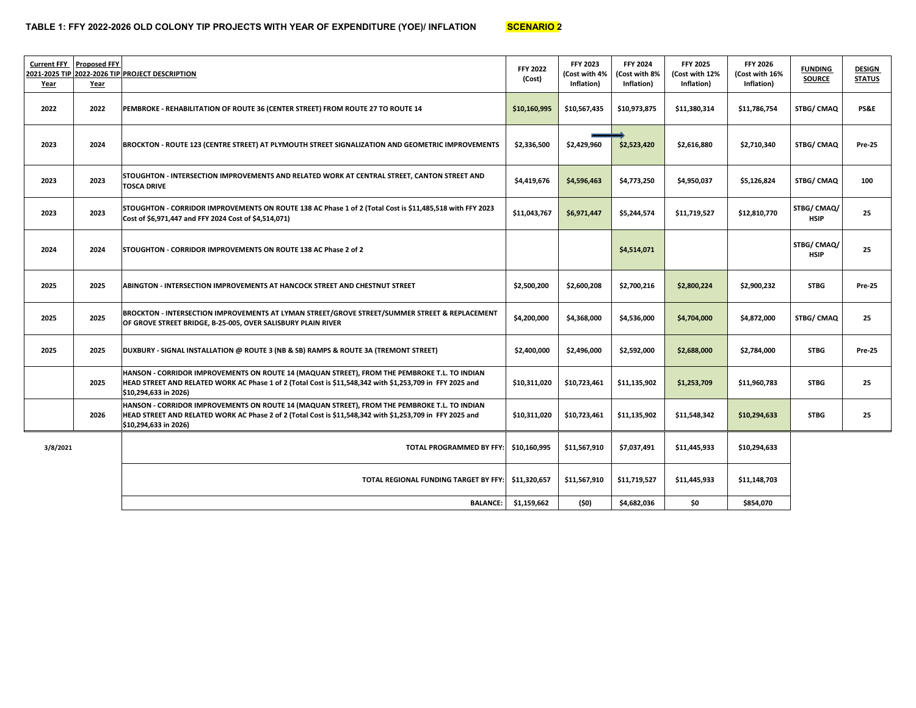**TABLE 1: FFY 2022-2026 OLD COLONY TIP PROJECTS WITH YEAR OF EXPENDITURE (YOE)/ INFLATION** **SCENARIO 2**

| Current FFY 2021-2025 TIP Year | Proposed FFY 2022-2026 TIP Year | PROJECT DESCRIPTION | FFY 2022 (Cost) | FFY 2023 (Cost with 4% Inflation) | FFY 2024 (Cost with 8% Inflation) | FFY 2025 (Cost with 12% Inflation) | FFY 2026 (Cost with 16% Inflation) | FUNDING SOURCE | DESIGN STATUS |
|---|---|---|---|---|---|---|---|---|---|
| 2022 | 2022 | PEMBROKE - REHABILITATION OF ROUTE 36 (CENTER STREET) FROM ROUTE 27 TO ROUTE 14 | $10,160,995 | $10,567,435 | $10,973,875 | $11,380,314 | $11,786,754 | STBG/ CMAQ | PS&E |
| 2023 | 2024 | BROCKTON - ROUTE 123 (CENTRE STREET) AT PLYMOUTH STREET SIGNALIZATION AND GEOMETRIC IMPROVEMENTS | $2,336,500 | $2,429,960 | $2,523,420 | $2,616,880 | $2,710,340 | STBG/ CMAQ | Pre-25 |
| 2023 | 2023 | STOUGHTON - INTERSECTION IMPROVEMENTS AND RELATED WORK AT CENTRAL STREET, CANTON STREET AND TOSCA DRIVE | $4,419,676 | $4,596,463 | $4,773,250 | $4,950,037 | $5,126,824 | STBG/ CMAQ | 100 |
| 2023 | 2023 | STOUGHTON - CORRIDOR IMPROVEMENTS ON ROUTE 138 AC Phase 1 of 2 (Total Cost is $11,485,518 with FFY 2023 Cost of $6,971,447 and FFY 2024 Cost of $4,514,071) | $11,043,767 | $6,971,447 | $5,244,574 | $11,719,527 | $12,810,770 | STBG/ CMAQ/ HSIP | 25 |
| 2024 | 2024 | STOUGHTON - CORRIDOR IMPROVEMENTS ON ROUTE 138 AC Phase 2 of 2 | | | $4,514,071 | | | STBG/ CMAQ/ HSIP | 25 |
| 2025 | 2025 | ABINGTON - INTERSECTION IMPROVEMENTS AT HANCOCK STREET AND CHESTNUT STREET | $2,500,200 | $2,600,208 | $2,700,216 | $2,800,224 | $2,900,232 | STBG | Pre-25 |
| 2025 | 2025 | BROCKTON - INTERSECTION IMPROVEMENTS AT LYMAN STREET/GROVE STREET/SUMMER STREET & REPLACEMENT OF GROVE STREET BRIDGE, B-25-005, OVER SALISBURY PLAIN RIVER | $4,200,000 | $4,368,000 | $4,536,000 | $4,704,000 | $4,872,000 | STBG/ CMAQ | 25 |
| 2025 | 2025 | DUXBURY - SIGNAL INSTALLATION @ ROUTE 3 (NB & SB) RAMPS & ROUTE 3A (TREMONT STREET) | $2,400,000 | $2,496,000 | $2,592,000 | $2,688,000 | $2,784,000 | STBG | Pre-25 |
| | 2025 | HANSON - CORRIDOR IMPROVEMENTS ON ROUTE 14 (MAQUAN STREET), FROM THE PEMBROKE T.L. TO INDIAN HEAD STREET AND RELATED WORK AC Phase 1 of 2 (Total Cost is $11,548,342 with $1,253,709 in FFY 2025 and $10,294,633 in 2026) | $10,311,020 | $10,723,461 | $11,135,902 | $1,253,709 | $11,960,783 | STBG | 25 |
| | 2026 | HANSON - CORRIDOR IMPROVEMENTS ON ROUTE 14 (MAQUAN STREET), FROM THE PEMBROKE T.L. TO INDIAN HEAD STREET AND RELATED WORK AC Phase 2 of 2 (Total Cost is $11,548,342 with $1,253,709 in FFY 2025 and $10,294,633 in 2026) | $10,311,020 | $10,723,461 | $11,135,902 | $11,548,342 | $10,294,633 | STBG | 25 |
| 3/8/2021 | | TOTAL PROGRAMMED BY FFY: | $10,160,995 | $11,567,910 | $7,037,491 | $11,445,933 | $10,294,633 | | |
| | | TOTAL REGIONAL FUNDING TARGET BY FFY: | $11,320,657 | $11,567,910 | $11,719,527 | $11,445,933 | $11,148,703 | | |
| | | BALANCE: | $1,159,662 | ($0) | $4,682,036 | $0 | $854,070 | | |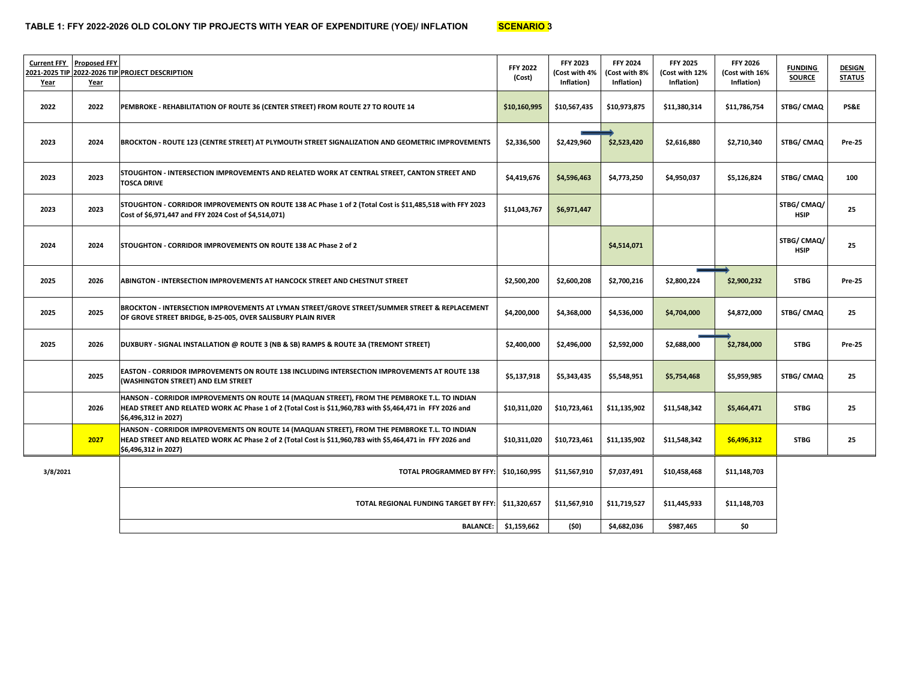## TABLE 1: FFY 2022-2026 OLD COLONY TIP PROJECTS WITH YEAR OF EXPENDITURE (YOE)/ INFLATION SCENARIO 3

| Current FFY 2021-2025 TIP Year | Proposed FFY 2022-2026 TIP Year | PROJECT DESCRIPTION | FFY 2022 (Cost) | FFY 2023 (Cost with 4% Inflation) | FFY 2024 (Cost with 8% Inflation) | FFY 2025 (Cost with 12% Inflation) | FFY 2026 (Cost with 16% Inflation) | FUNDING SOURCE | DESIGN STATUS |
|---|---|---|---|---|---|---|---|---|---|
| 2022 | 2022 | PEMBROKE - REHABILITATION OF ROUTE 36 (CENTER STREET) FROM ROUTE 27 TO ROUTE 14 | $10,160,995 | $10,567,435 | $10,973,875 | $11,380,314 | $11,786,754 | STBG/ CMAQ | PS&E |
| 2023 | 2024 | BROCKTON - ROUTE 123 (CENTRE STREET) AT PLYMOUTH STREET SIGNALIZATION AND GEOMETRIC IMPROVEMENTS | $2,336,500 | $2,429,960 | $2,523,420 | $2,616,880 | $2,710,340 | STBG/ CMAQ | Pre-25 |
| 2023 | 2023 | STOUGHTON - INTERSECTION IMPROVEMENTS AND RELATED WORK AT CENTRAL STREET, CANTON STREET AND TOSCA DRIVE | $4,419,676 | $4,596,463 | $4,773,250 | $4,950,037 | $5,126,824 | STBG/ CMAQ | 100 |
| 2023 | 2023 | STOUGHTON - CORRIDOR IMPROVEMENTS ON ROUTE 138 AC Phase 1 of 2 (Total Cost is $11,485,518 with FFY 2023 Cost of $6,971,447 and FFY 2024 Cost of $4,514,071) | $11,043,767 | $6,971,447 | | | | STBG/ CMAQ/ HSIP | 25 |
| 2024 | 2024 | STOUGHTON - CORRIDOR IMPROVEMENTS ON ROUTE 138 AC Phase 2 of 2 | | | $4,514,071 | | | STBG/ CMAQ/ HSIP | 25 |
| 2025 | 2026 | ABINGTON - INTERSECTION IMPROVEMENTS AT HANCOCK STREET AND CHESTNUT STREET | $2,500,200 | $2,600,208 | $2,700,216 | $2,800,224 | $2,900,232 | STBG | Pre-25 |
| 2025 | 2025 | BROCKTON - INTERSECTION IMPROVEMENTS AT LYMAN STREET/GROVE STREET/SUMMER STREET & REPLACEMENT OF GROVE STREET BRIDGE, B-25-005, OVER SALISBURY PLAIN RIVER | $4,200,000 | $4,368,000 | $4,536,000 | $4,704,000 | $4,872,000 | STBG/ CMAQ | 25 |
| 2025 | 2026 | DUXBURY - SIGNAL INSTALLATION @ ROUTE 3 (NB & SB) RAMPS & ROUTE 3A (TREMONT STREET) | $2,400,000 | $2,496,000 | $2,592,000 | $2,688,000 | $2,784,000 | STBG | Pre-25 |
| | 2025 | EASTON - CORRIDOR IMPROVEMENTS ON ROUTE 138 INCLUDING INTERSECTION IMPROVEMENTS AT ROUTE 138 (WASHINGTON STREET) AND ELM STREET | $5,137,918 | $5,343,435 | $5,548,951 | $5,754,468 | $5,959,985 | STBG/ CMAQ | 25 |
| | 2026 | HANSON - CORRIDOR IMPROVEMENTS ON ROUTE 14 (MAQUAN STREET), FROM THE PEMBROKE T.L. TO INDIAN HEAD STREET AND RELATED WORK AC Phase 1 of 2 (Total Cost is $11,960,783 with $5,464,471 in FFY 2026 and $6,496,312 in 2027) | $10,311,020 | $10,723,461 | $11,135,902 | $11,548,342 | $5,464,471 | STBG | 25 |
| | 2027 | HANSON - CORRIDOR IMPROVEMENTS ON ROUTE 14 (MAQUAN STREET), FROM THE PEMBROKE T.L. TO INDIAN HEAD STREET AND RELATED WORK AC Phase 2 of 2 (Total Cost is $11,960,783 with $5,464,471 in FFY 2026 and $6,496,312 in 2027) | $10,311,020 | $10,723,461 | $11,135,902 | $11,548,342 | $6,496,312 | STBG | 25 |
| 3/8/2021 | | TOTAL PROGRAMMED BY FFY: | $10,160,995 | $11,567,910 | $7,037,491 | $10,458,468 | $11,148,703 | | |
| | | TOTAL REGIONAL FUNDING TARGET BY FFY: | $11,320,657 | $11,567,910 | $11,719,527 | $11,445,933 | $11,148,703 | | |
| | | BALANCE: | $1,159,662 | ($0) | $4,682,036 | $987,465 | $0 | | |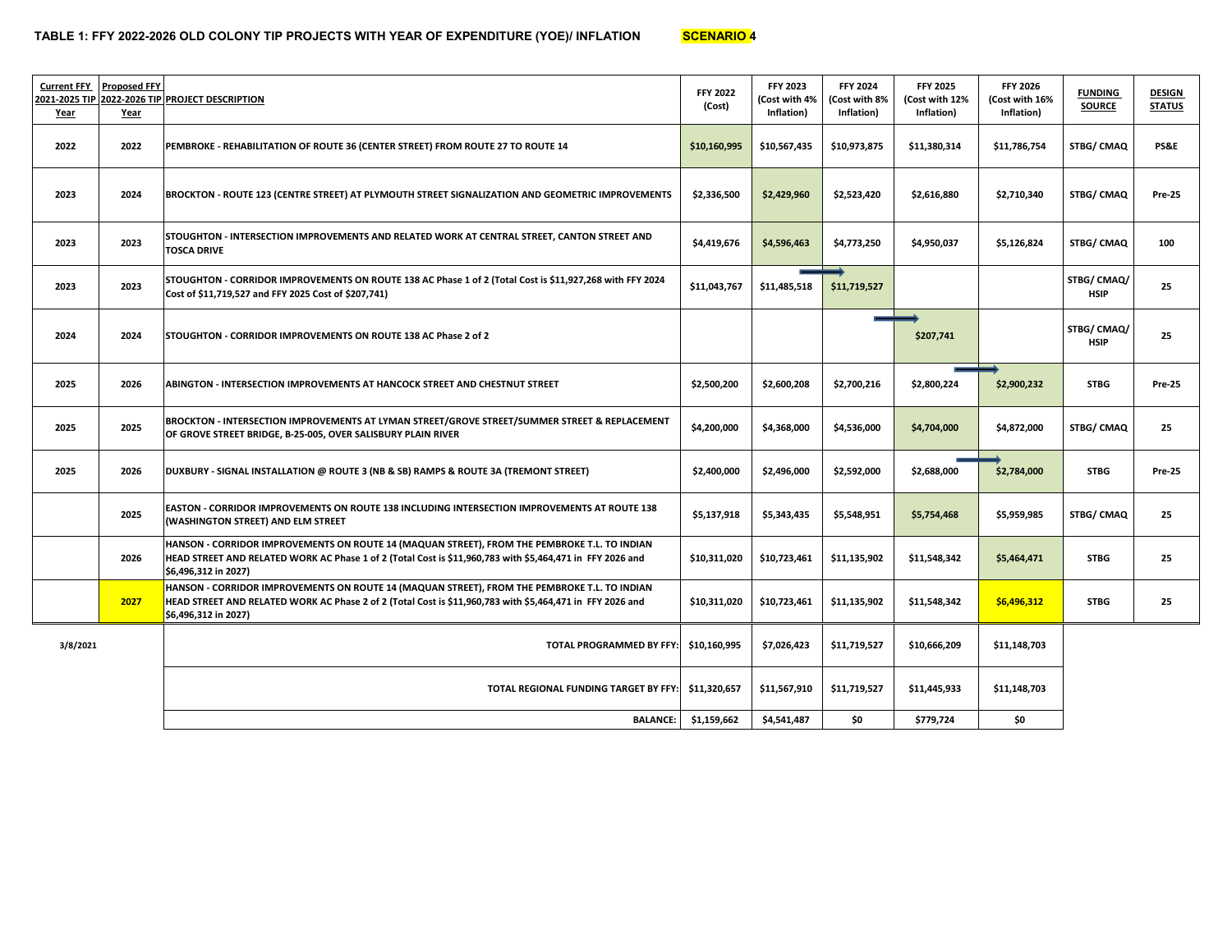## TABLE 1: FFY 2022-2026 OLD COLONY TIP PROJECTS WITH YEAR OF EXPENDITURE (YOE)/ INFLATION SCENARIO 4

| Current FFY 2021-2025 TIP Year | Proposed FFY 2022-2026 TIP Year | PROJECT DESCRIPTION | FFY 2022 (Cost) | FFY 2023 (Cost with 4% Inflation) | FFY 2024 (Cost with 8% Inflation) | FFY 2025 (Cost with 12% Inflation) | FFY 2026 (Cost with 16% Inflation) | FUNDING SOURCE | DESIGN STATUS |
|---|---|---|---|---|---|---|---|---|---|
| 2022 | 2022 | PEMBROKE - REHABILITATION OF ROUTE 36 (CENTER STREET) FROM ROUTE 27 TO ROUTE 14 | $10,160,995 | $10,567,435 | $10,973,875 | $11,380,314 | $11,786,754 | STBG/ CMAQ | PS&E |
| 2023 | 2024 | BROCKTON - ROUTE 123 (CENTRE STREET) AT PLYMOUTH STREET SIGNALIZATION AND GEOMETRIC IMPROVEMENTS | $2,336,500 | $2,429,960 | $2,523,420 | $2,616,880 | $2,710,340 | STBG/ CMAQ | Pre-25 |
| 2023 | 2023 | STOUGHTON - INTERSECTION IMPROVEMENTS AND RELATED WORK AT CENTRAL STREET, CANTON STREET AND TOSCA DRIVE | $4,419,676 | $4,596,463 | $4,773,250 | $4,950,037 | $5,126,824 | STBG/ CMAQ | 100 |
| 2023 | 2023 | STOUGHTON - CORRIDOR IMPROVEMENTS ON ROUTE 138 AC Phase 1 of 2 (Total Cost is $11,927,268 with FFY 2024 Cost of $11,719,527 and FFY 2025 Cost of $207,741) | $11,043,767 | $11,485,518 | $11,719,527 | | | STBG/ CMAQ/ HSIP | 25 |
| 2024 | 2024 | STOUGHTON - CORRIDOR IMPROVEMENTS ON ROUTE 138 AC Phase 2 of 2 | | | | $207,741 | | STBG/ CMAQ/ HSIP | 25 |
| 2025 | 2026 | ABINGTON - INTERSECTION IMPROVEMENTS AT HANCOCK STREET AND CHESTNUT STREET | $2,500,200 | $2,600,208 | $2,700,216 | $2,800,224 | $2,900,232 | STBG | Pre-25 |
| 2025 | 2025 | BROCKTON - INTERSECTION IMPROVEMENTS AT LYMAN STREET/GROVE STREET/SUMMER STREET & REPLACEMENT OF GROVE STREET BRIDGE, B-25-005, OVER SALISBURY PLAIN RIVER | $4,200,000 | $4,368,000 | $4,536,000 | $4,704,000 | $4,872,000 | STBG/ CMAQ | 25 |
| 2025 | 2026 | DUXBURY - SIGNAL INSTALLATION @ ROUTE 3 (NB & SB) RAMPS & ROUTE 3A (TREMONT STREET) | $2,400,000 | $2,496,000 | $2,592,000 | $2,688,000 | $2,784,000 | STBG | Pre-25 |
| | 2025 | EASTON - CORRIDOR IMPROVEMENTS ON ROUTE 138 INCLUDING INTERSECTION IMPROVEMENTS AT ROUTE 138 (WASHINGTON STREET) AND ELM STREET | $5,137,918 | $5,343,435 | $5,548,951 | $5,754,468 | $5,959,985 | STBG/ CMAQ | 25 |
| | 2026 | HANSON - CORRIDOR IMPROVEMENTS ON ROUTE 14 (MAQUAN STREET), FROM THE PEMBROKE T.L. TO INDIAN HEAD STREET AND RELATED WORK AC Phase 1 of 2 (Total Cost is $11,960,783 with $5,464,471 in FFY 2026 and $6,496,312 in 2027) | $10,311,020 | $10,723,461 | $11,135,902 | $11,548,342 | $5,464,471 | STBG | 25 |
| | 2027 | HANSON - CORRIDOR IMPROVEMENTS ON ROUTE 14 (MAQUAN STREET), FROM THE PEMBROKE T.L. TO INDIAN HEAD STREET AND RELATED WORK AC Phase 2 of 2 (Total Cost is $11,960,783 with $5,464,471 in FFY 2026 and $6,496,312 in 2027) | $10,311,020 | $10,723,461 | $11,135,902 | $11,548,342 | $6,496,312 | STBG | 25 |
| 3/8/2021 | | TOTAL PROGRAMMED BY FFY: | $10,160,995 | $7,026,423 | $11,719,527 | $10,666,209 | $11,148,703 | | |
| | | TOTAL REGIONAL FUNDING TARGET BY FFY: | $11,320,657 | $11,567,910 | $11,719,527 | $11,445,933 | $11,148,703 | | |
| | | BALANCE: | $1,159,662 | $4,541,487 | $0 | $779,724 | $0 | | |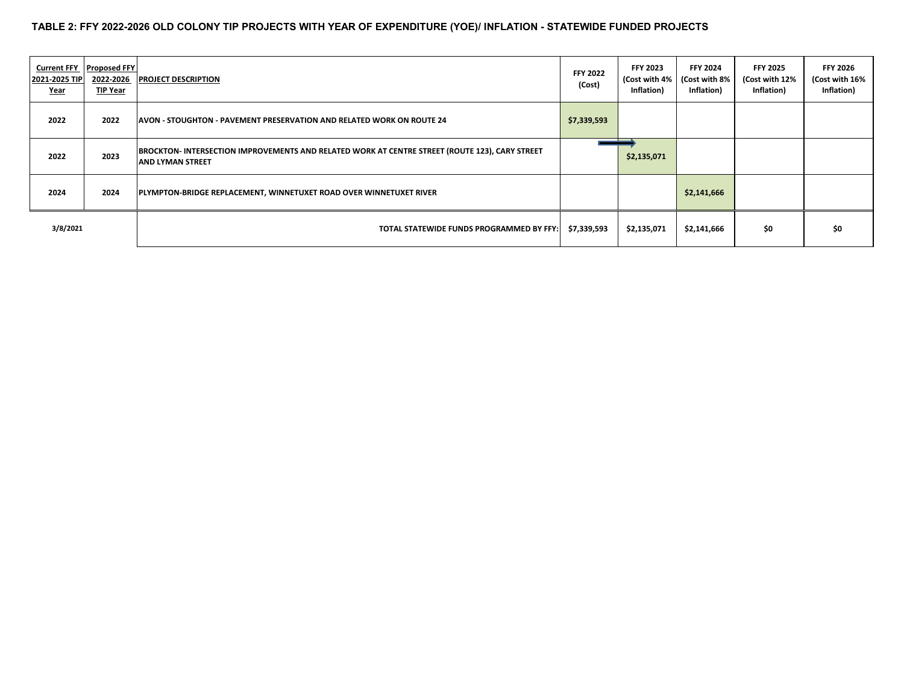**TABLE 2: FFY 2022-2026 OLD COLONY TIP PROJECTS WITH YEAR OF EXPENDITURE (YOE)/ INFLATION - STATEWIDE FUNDED PROJECTS**

| Current FFY 2021-2025 TIP Year | Proposed FFY 2022-2026 TIP Year | PROJECT DESCRIPTION | FFY 2022 (Cost) | FFY 2023 (Cost with 4% Inflation) | FFY 2024 (Cost with 8% Inflation) | FFY 2025 (Cost with 12% Inflation) | FFY 2026 (Cost with 16% Inflation) |
|---|---|---|---|---|---|---|---|
| 2022 | 2022 | AVON - STOUGHTON - PAVEMENT PRESERVATION AND RELATED WORK ON ROUTE 24 | $7,339,593 | | | | |
| 2022 | 2023 | BROCKTON- INTERSECTION IMPROVEMENTS AND RELATED WORK AT CENTRE STREET (ROUTE 123), CARY STREET AND LYMAN STREET | | $2,135,071 | | | |
| 2024 | 2024 | PLYMPTON-BRIDGE REPLACEMENT, WINNETUXET ROAD OVER WINNETUXET RIVER | | | $2,141,666 | | |
| 3/8/2021 | | TOTAL STATEWIDE FUNDS PROGRAMMED BY FFY: | $7,339,593 | $2,135,071 | $2,141,666 | $0 | $0 |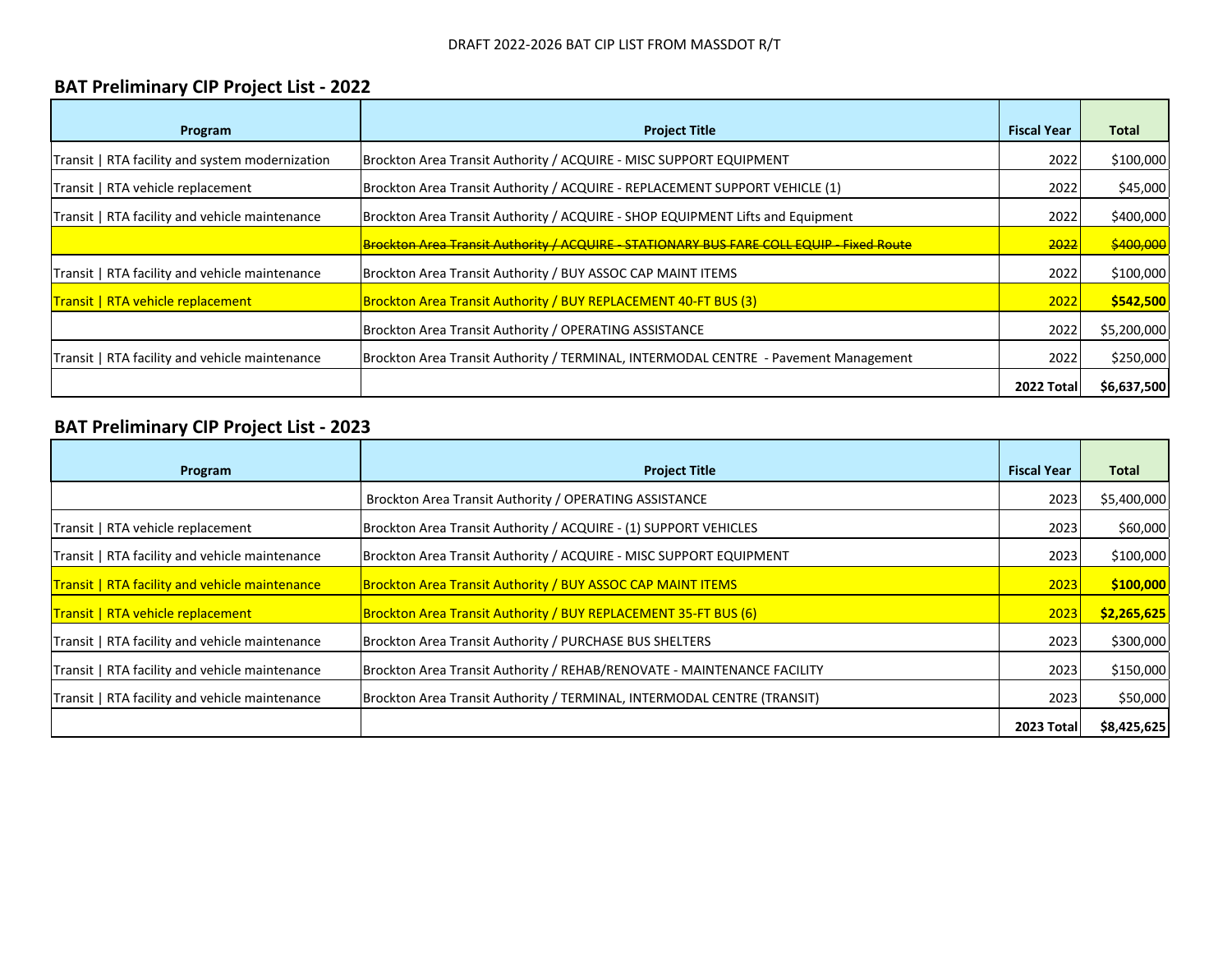DRAFT 2022-2026 BAT CIP LIST FROM MASSDOT R/T

## BAT Preliminary CIP Project List - 2022

| Program | Project Title | Fiscal Year | Total |
|---|---|---|---|
| Transit \| RTA facility and system modernization | Brockton Area Transit Authority / ACQUIRE - MISC SUPPORT EQUIPMENT | 2022 | $100,000 |
| Transit \| RTA vehicle replacement | Brockton Area Transit Authority / ACQUIRE - REPLACEMENT SUPPORT VEHICLE (1) | 2022 | $45,000 |
| Transit \| RTA facility and vehicle maintenance | Brockton Area Transit Authority / ACQUIRE - SHOP EQUIPMENT Lifts and Equipment | 2022 | $400,000 |
| | ~~Brockton Area Transit Authority / ACQUIRE - STATIONARY BUS FARE COLL EQUIP - Fixed Route~~ | ~~2022~~ | ~~$400,000~~ |
| Transit \| RTA facility and vehicle maintenance | Brockton Area Transit Authority / BUY ASSOC CAP MAINT ITEMS | 2022 | $100,000 |
| Transit \| RTA vehicle replacement | Brockton Area Transit Authority / BUY REPLACEMENT 40-FT BUS (3) | 2022 | **$542,500** |
| | Brockton Area Transit Authority / OPERATING ASSISTANCE | 2022 | $5,200,000 |
| Transit \| RTA facility and vehicle maintenance | Brockton Area Transit Authority / TERMINAL, INTERMODAL CENTRE - Pavement Management | 2022 | $250,000 |
| | | **2022 Total** | **$6,637,500** |

## BAT Preliminary CIP Project List - 2023

| Program | Project Title | Fiscal Year | Total |
|---|---|---|---|
| | Brockton Area Transit Authority / OPERATING ASSISTANCE | 2023 | $5,400,000 |
| Transit \| RTA vehicle replacement | Brockton Area Transit Authority / ACQUIRE - (1) SUPPORT VEHICLES | 2023 | $60,000 |
| Transit \| RTA facility and vehicle maintenance | Brockton Area Transit Authority / ACQUIRE - MISC SUPPORT EQUIPMENT | 2023 | $100,000 |
| Transit \| RTA facility and vehicle maintenance | Brockton Area Transit Authority / BUY ASSOC CAP MAINT ITEMS | 2023 | **$100,000** |
| Transit \| RTA vehicle replacement | Brockton Area Transit Authority / BUY REPLACEMENT 35-FT BUS (6) | 2023 | **$2,265,625** |
| Transit \| RTA facility and vehicle maintenance | Brockton Area Transit Authority / PURCHASE BUS SHELTERS | 2023 | $300,000 |
| Transit \| RTA facility and vehicle maintenance | Brockton Area Transit Authority / REHAB/RENOVATE - MAINTENANCE FACILITY | 2023 | $150,000 |
| Transit \| RTA facility and vehicle maintenance | Brockton Area Transit Authority / TERMINAL, INTERMODAL CENTRE (TRANSIT) | 2023 | $50,000 |
| | | **2023 Total** | **$8,425,625** |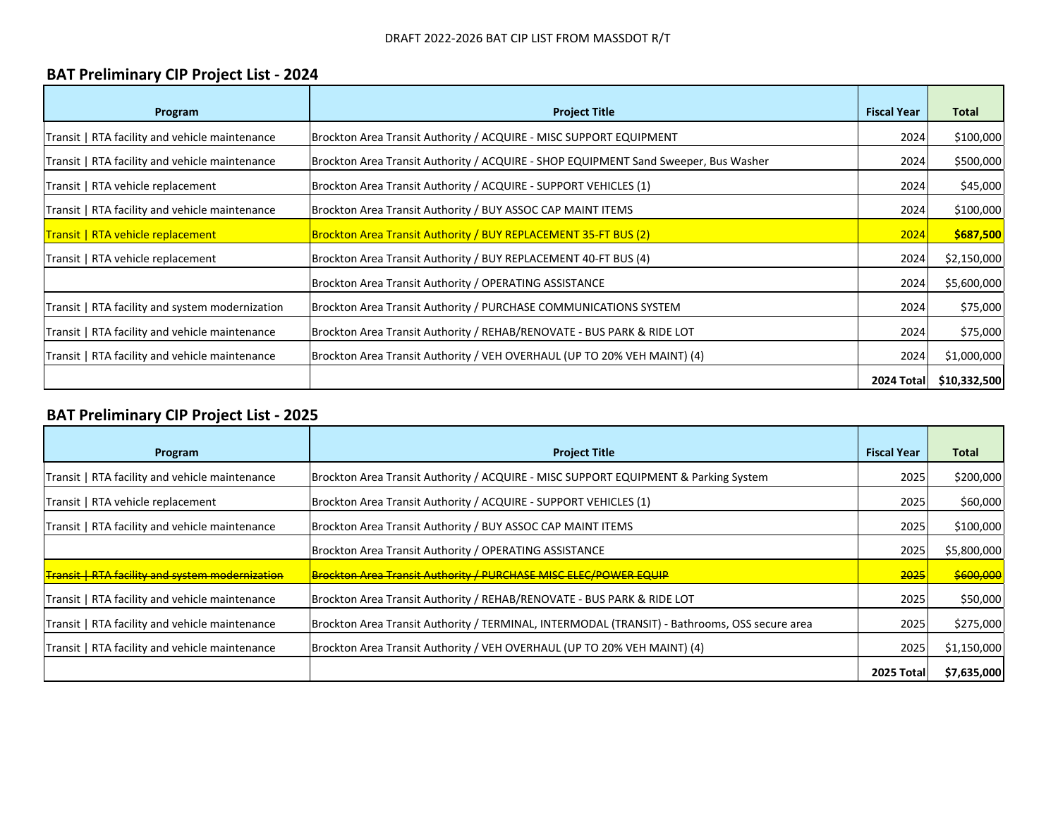DRAFT 2022-2026 BAT CIP LIST FROM MASSDOT R/T

## BAT Preliminary CIP Project List - 2024

| Program | Project Title | Fiscal Year | Total |
|---|---|---|---|
| Transit \| RTA facility and vehicle maintenance | Brockton Area Transit Authority / ACQUIRE - MISC SUPPORT EQUIPMENT | 2024 | $100,000 |
| Transit \| RTA facility and vehicle maintenance | Brockton Area Transit Authority / ACQUIRE - SHOP EQUIPMENT Sand Sweeper, Bus Washer | 2024 | $500,000 |
| Transit \| RTA vehicle replacement | Brockton Area Transit Authority / ACQUIRE - SUPPORT VEHICLES (1) | 2024 | $45,000 |
| Transit \| RTA facility and vehicle maintenance | Brockton Area Transit Authority / BUY ASSOC CAP MAINT ITEMS | 2024 | $100,000 |
| Transit \| RTA vehicle replacement | Brockton Area Transit Authority / BUY REPLACEMENT 35-FT BUS (2) | 2024 | **$687,500** |
| Transit \| RTA vehicle replacement | Brockton Area Transit Authority / BUY REPLACEMENT 40-FT BUS (4) | 2024 | $2,150,000 |
| | Brockton Area Transit Authority / OPERATING ASSISTANCE | 2024 | $5,600,000 |
| Transit \| RTA facility and system modernization | Brockton Area Transit Authority / PURCHASE COMMUNICATIONS SYSTEM | 2024 | $75,000 |
| Transit \| RTA facility and vehicle maintenance | Brockton Area Transit Authority / REHAB/RENOVATE - BUS PARK & RIDE LOT | 2024 | $75,000 |
| Transit \| RTA facility and vehicle maintenance | Brockton Area Transit Authority / VEH OVERHAUL (UP TO 20% VEH MAINT) (4) | 2024 | $1,000,000 |
| | | **2024 Total** | **$10,332,500** |

## BAT Preliminary CIP Project List - 2025

| Program | Project Title | Fiscal Year | Total |
|---|---|---|---|
| Transit \| RTA facility and vehicle maintenance | Brockton Area Transit Authority / ACQUIRE - MISC SUPPORT EQUIPMENT & Parking System | 2025 | $200,000 |
| Transit \| RTA vehicle replacement | Brockton Area Transit Authority / ACQUIRE - SUPPORT VEHICLES (1) | 2025 | $60,000 |
| Transit \| RTA facility and vehicle maintenance | Brockton Area Transit Authority / BUY ASSOC CAP MAINT ITEMS | 2025 | $100,000 |
| | Brockton Area Transit Authority / OPERATING ASSISTANCE | 2025 | $5,800,000 |
| ~~Transit \| RTA facility and system modernization~~ | ~~Brockton Area Transit Authority / PURCHASE MISC ELEC/POWER EQUIP~~ | ~~2025~~ | ~~$600,000~~ |
| Transit \| RTA facility and vehicle maintenance | Brockton Area Transit Authority / REHAB/RENOVATE - BUS PARK & RIDE LOT | 2025 | $50,000 |
| Transit \| RTA facility and vehicle maintenance | Brockton Area Transit Authority / TERMINAL, INTERMODAL (TRANSIT) - Bathrooms, OSS secure area | 2025 | $275,000 |
| Transit \| RTA facility and vehicle maintenance | Brockton Area Transit Authority / VEH OVERHAUL (UP TO 20% VEH MAINT) (4) | 2025 | $1,150,000 |
| | | **2025 Total** | **$7,635,000** |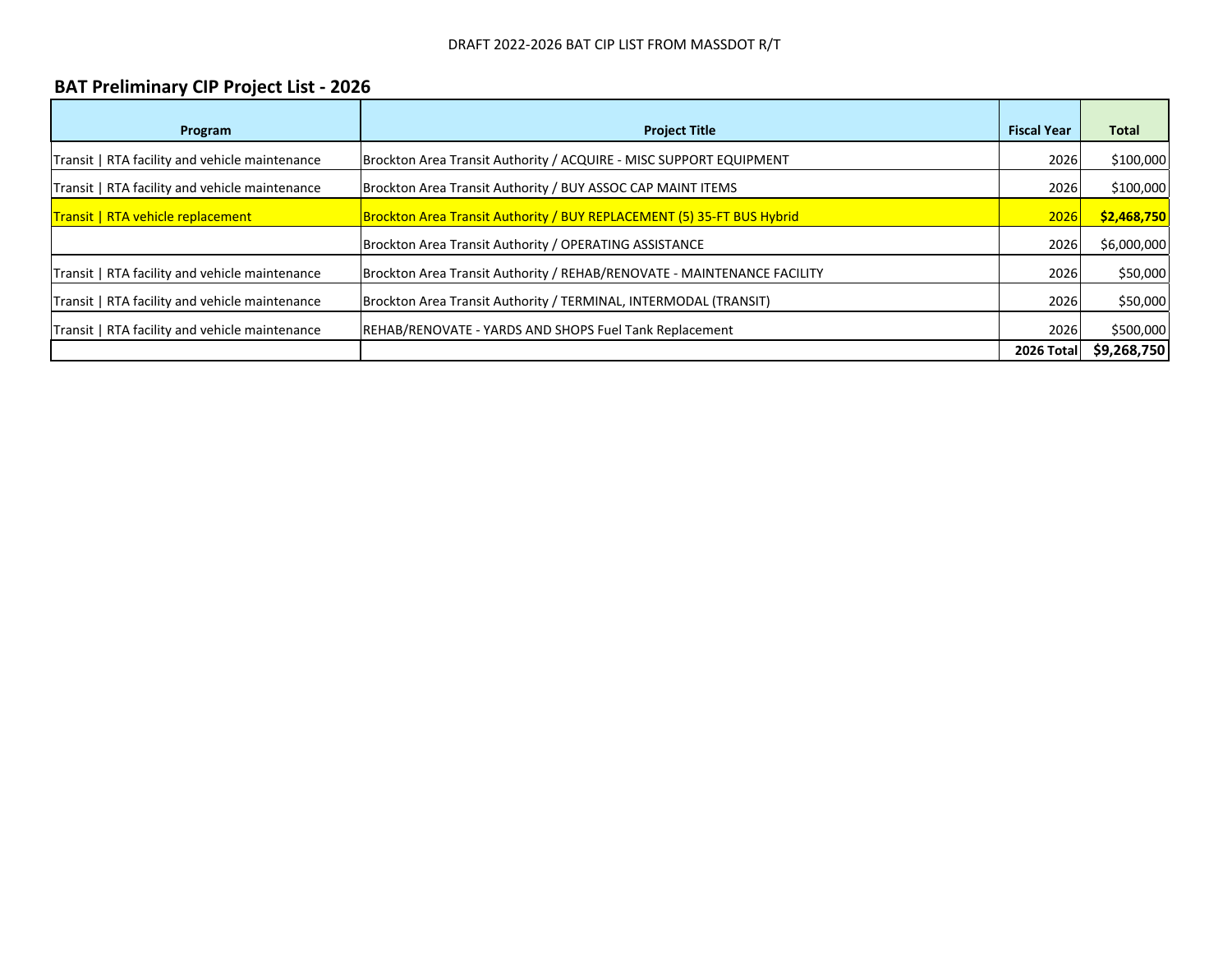DRAFT 2022-2026 BAT CIP LIST FROM MASSDOT R/T

## BAT Preliminary CIP Project List - 2026

| Program | Project Title | Fiscal Year | Total |
|---|---|---|---|
| Transit \| RTA facility and vehicle maintenance | Brockton Area Transit Authority / ACQUIRE - MISC SUPPORT EQUIPMENT | 2026 | $100,000 |
| Transit \| RTA facility and vehicle maintenance | Brockton Area Transit Authority / BUY ASSOC CAP MAINT ITEMS | 2026 | $100,000 |
| Transit \| RTA vehicle replacement | Brockton Area Transit Authority / BUY REPLACEMENT (5) 35-FT BUS Hybrid | 2026 | **$2,468,750** |
| | Brockton Area Transit Authority / OPERATING ASSISTANCE | 2026 | $6,000,000 |
| Transit \| RTA facility and vehicle maintenance | Brockton Area Transit Authority / REHAB/RENOVATE - MAINTENANCE FACILITY | 2026 | $50,000 |
| Transit \| RTA facility and vehicle maintenance | Brockton Area Transit Authority / TERMINAL, INTERMODAL (TRANSIT) | 2026 | $50,000 |
| Transit \| RTA facility and vehicle maintenance | REHAB/RENOVATE - YARDS AND SHOPS Fuel Tank Replacement | 2026 | $500,000 |
| | | **2026 Total** | **$9,268,750** |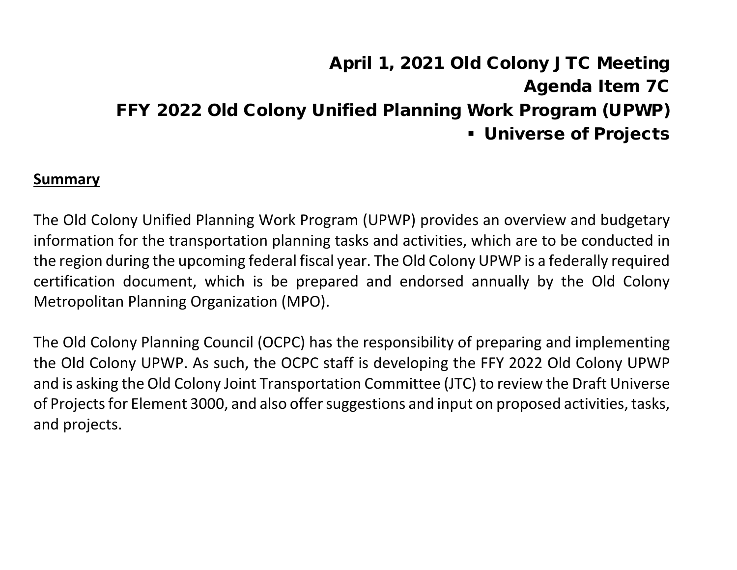# April 1, 2021 Old Colony JTC Meeting
# Agenda Item 7C
# FFY 2022 Old Colony Unified Planning Work Program (UPWP)
# ▪ Universe of Projects

**Summary**

The Old Colony Unified Planning Work Program (UPWP) provides an overview and budgetary information for the transportation planning tasks and activities, which are to be conducted in the region during the upcoming federal fiscal year. The Old Colony UPWP is a federally required certification document, which is be prepared and endorsed annually by the Old Colony Metropolitan Planning Organization (MPO).

The Old Colony Planning Council (OCPC) has the responsibility of preparing and implementing the Old Colony UPWP. As such, the OCPC staff is developing the FFY 2022 Old Colony UPWP and is asking the Old Colony Joint Transportation Committee (JTC) to review the Draft Universe of Projects for Element 3000, and also offer suggestions and input on proposed activities, tasks, and projects.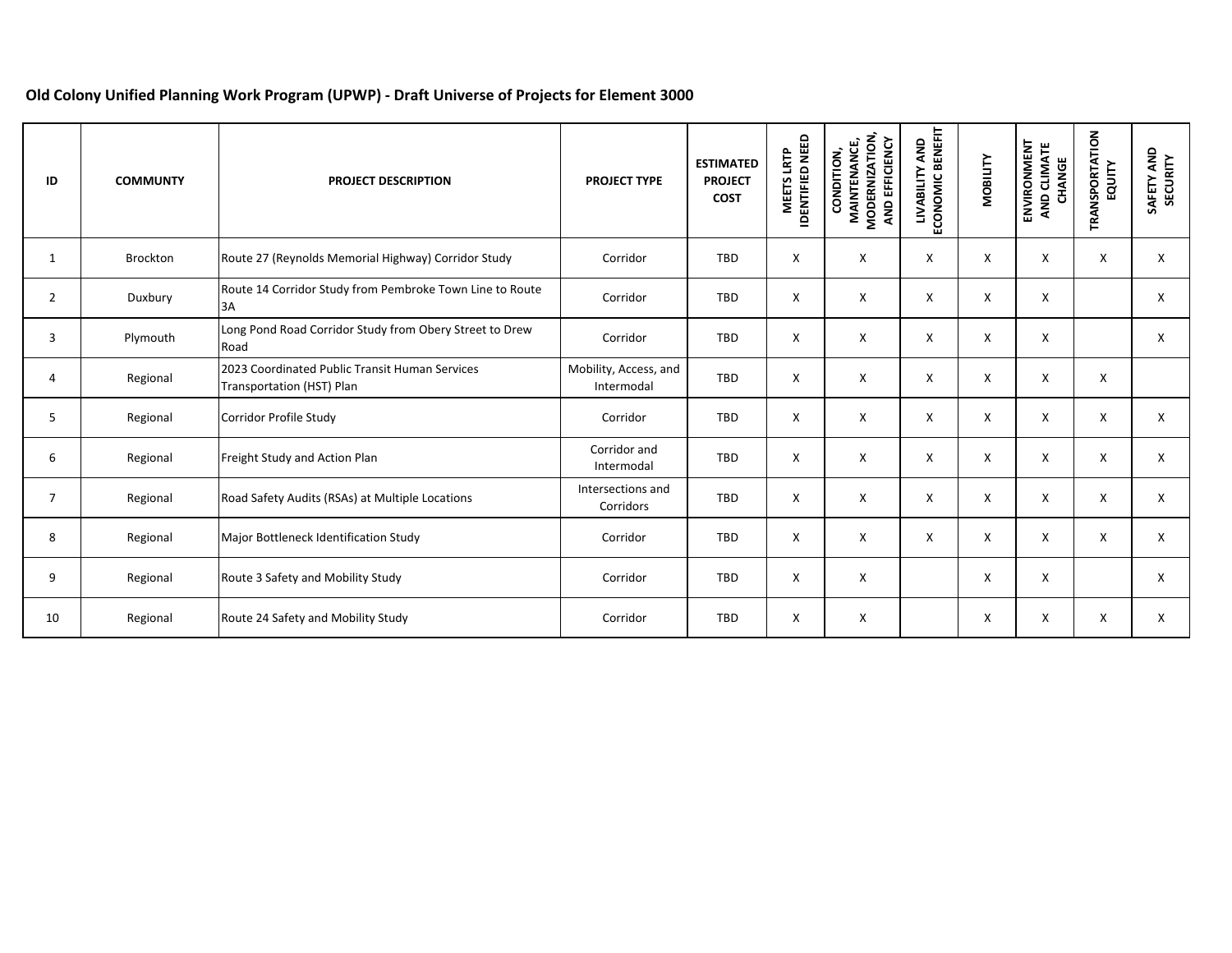**Old Colony Unified Planning Work Program (UPWP) - Draft Universe of Projects for Element 3000**

| ID | COMMUNTY | PROJECT DESCRIPTION | PROJECT TYPE | ESTIMATED PROJECT COST | MEETS LRTP IDENTIFIED NEED | CONDITION, MAINTENANCE, MODERNIZATION, AND EFFICIENCY | LIVABILITY AND ECONOMIC BENEFIT | MOBILITY | ENVIRONMENT AND CLIMATE CHANGE | TRANSPORTATION EQUITY | SAFETY AND SECURITY |
|---|---|---|---|---|---|---|---|---|---|---|---|
| 1 | Brockton | Route 27 (Reynolds Memorial Highway) Corridor Study | Corridor | TBD | X | X | X | X | X | X | X |
| 2 | Duxbury | Route 14 Corridor Study from Pembroke Town Line to Route 3A | Corridor | TBD | X | X | X | X | X | | X |
| 3 | Plymouth | Long Pond Road Corridor Study from Obery Street to Drew Road | Corridor | TBD | X | X | X | X | X | | X |
| 4 | Regional | 2023 Coordinated Public Transit Human Services Transportation (HST) Plan | Mobility, Access, and Intermodal | TBD | X | X | X | X | X | X | |
| 5 | Regional | Corridor Profile Study | Corridor | TBD | X | X | X | X | X | X | X |
| 6 | Regional | Freight Study and Action Plan | Corridor and Intermodal | TBD | X | X | X | X | X | X | X |
| 7 | Regional | Road Safety Audits (RSAs) at Multiple Locations | Intersections and Corridors | TBD | X | X | X | X | X | X | X |
| 8 | Regional | Major Bottleneck Identification Study | Corridor | TBD | X | X | X | X | X | X | X |
| 9 | Regional | Route 3 Safety and Mobility Study | Corridor | TBD | X | X | | X | X | | X |
| 10 | Regional | Route 24 Safety and Mobility Study | Corridor | TBD | X | X | | X | X | X | X |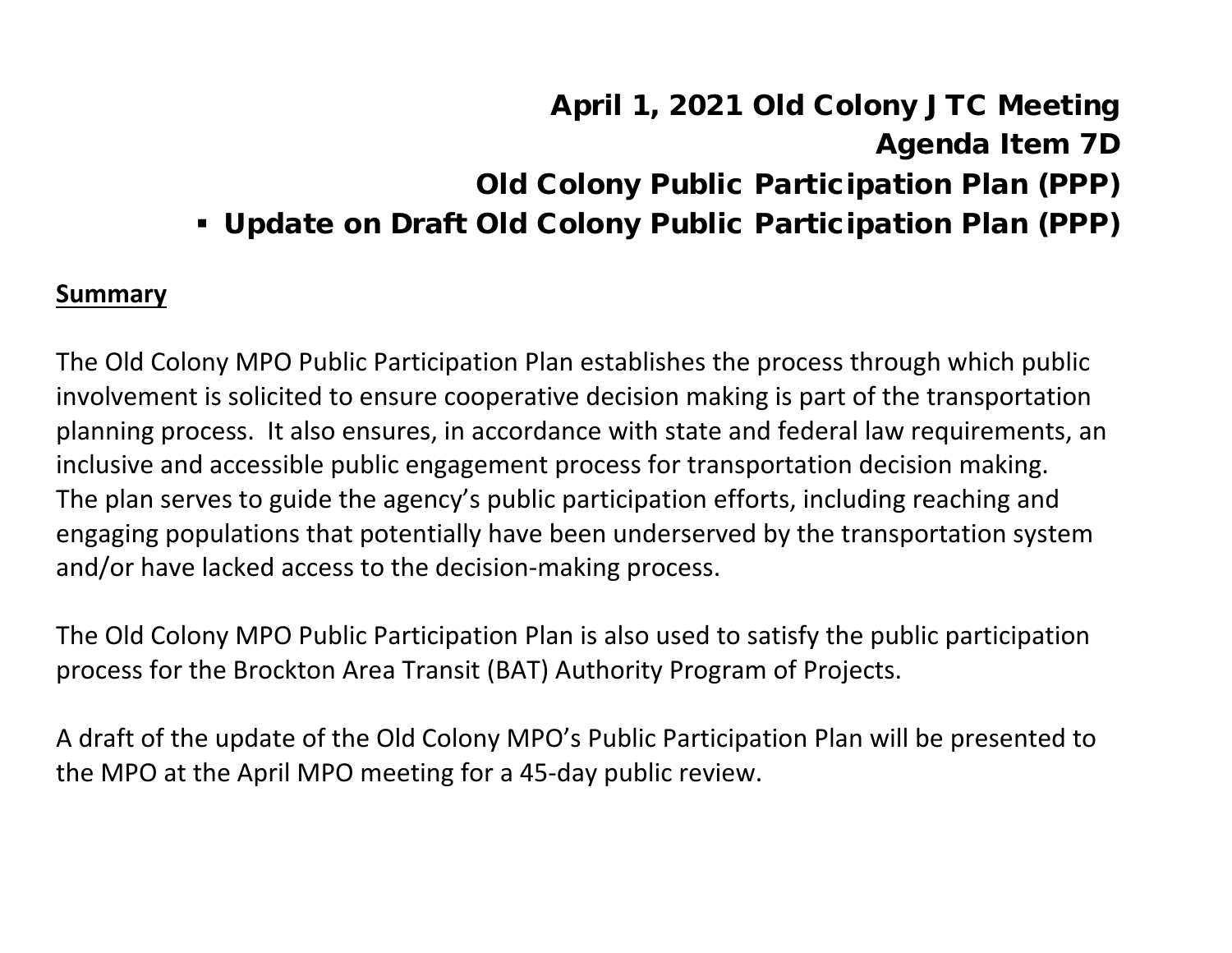# April 1, 2021 Old Colony JTC Meeting
# Agenda Item 7D
# Old Colony Public Participation Plan (PPP)

- **Update on Draft Old Colony Public Participation Plan (PPP)**

## Summary

The Old Colony MPO Public Participation Plan establishes the process through which public involvement is solicited to ensure cooperative decision making is part of the transportation planning process. It also ensures, in accordance with state and federal law requirements, an inclusive and accessible public engagement process for transportation decision making. The plan serves to guide the agency's public participation efforts, including reaching and engaging populations that potentially have been underserved by the transportation system and/or have lacked access to the decision-making process.

The Old Colony MPO Public Participation Plan is also used to satisfy the public participation process for the Brockton Area Transit (BAT) Authority Program of Projects.

A draft of the update of the Old Colony MPO's Public Participation Plan will be presented to the MPO at the April MPO meeting for a 45-day public review.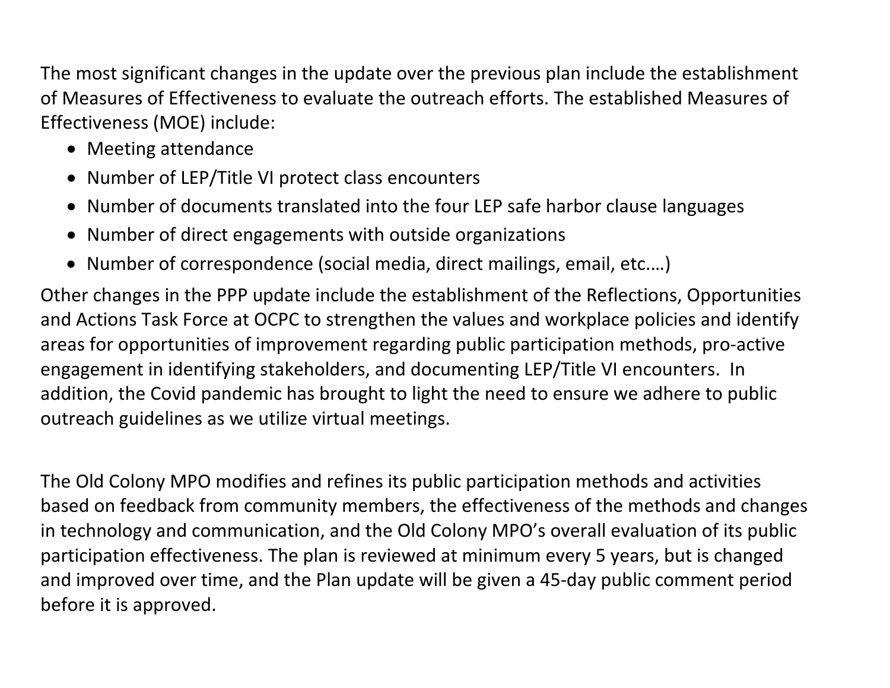The most significant changes in the update over the previous plan include the establishment of Measures of Effectiveness to evaluate the outreach efforts. The established Measures of Effectiveness (MOE) include:

- Meeting attendance
- Number of LEP/Title VI protect class encounters
- Number of documents translated into the four LEP safe harbor clause languages
- Number of direct engagements with outside organizations
- Number of correspondence (social media, direct mailings, email, etc.…)

Other changes in the PPP update include the establishment of the Reflections, Opportunities and Actions Task Force at OCPC to strengthen the values and workplace policies and identify areas for opportunities of improvement regarding public participation methods, pro-active engagement in identifying stakeholders, and documenting LEP/Title VI encounters. In addition, the Covid pandemic has brought to light the need to ensure we adhere to public outreach guidelines as we utilize virtual meetings.

The Old Colony MPO modifies and refines its public participation methods and activities based on feedback from community members, the effectiveness of the methods and changes in technology and communication, and the Old Colony MPO's overall evaluation of its public participation effectiveness. The plan is reviewed at minimum every 5 years, but is changed and improved over time, and the Plan update will be given a 45-day public comment period before it is approved.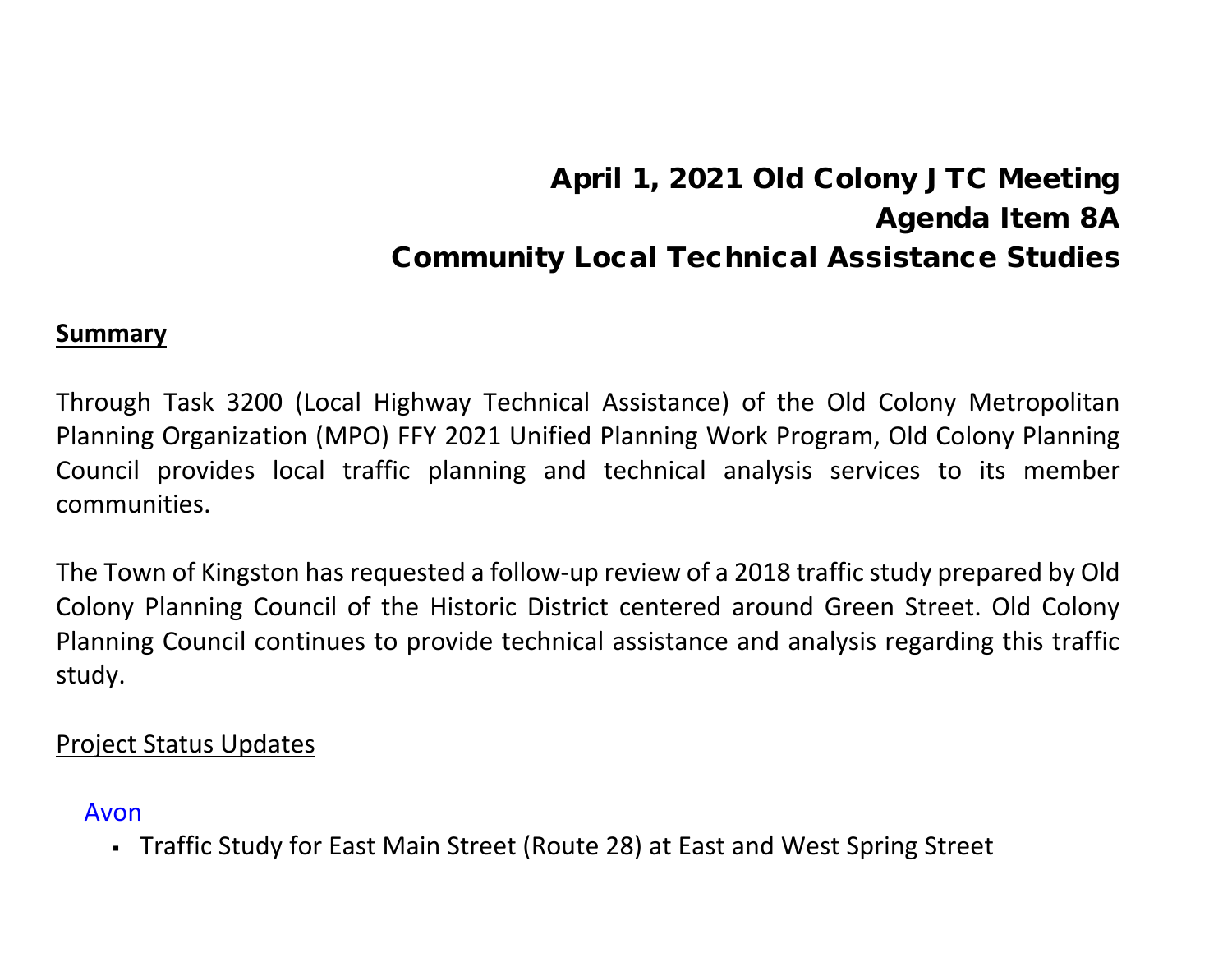# April 1, 2021 Old Colony JTC Meeting
# Agenda Item 8A
# Community Local Technical Assistance Studies

**Summary**

Through Task 3200 (Local Highway Technical Assistance) of the Old Colony Metropolitan Planning Organization (MPO) FFY 2021 Unified Planning Work Program, Old Colony Planning Council provides local traffic planning and technical analysis services to its member communities.

The Town of Kingston has requested a follow-up review of a 2018 traffic study prepared by Old Colony Planning Council of the Historic District centered around Green Street. Old Colony Planning Council continues to provide technical assistance and analysis regarding this traffic study.

Project Status Updates

### Avon

- Traffic Study for East Main Street (Route 28) at East and West Spring Street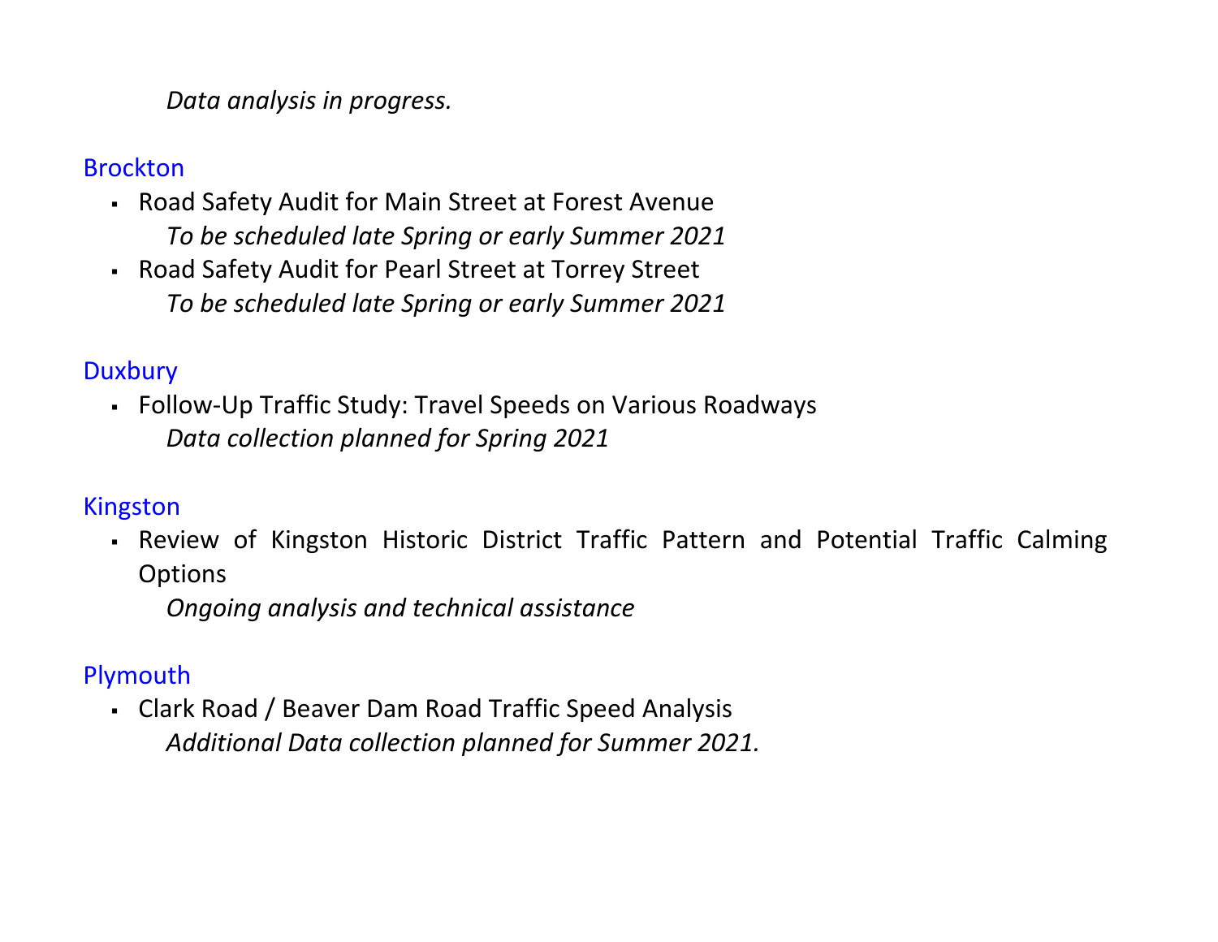*Data analysis in progress.*

### Brockton

- Road Safety Audit for Main Street at Forest Avenue
  *To be scheduled late Spring or early Summer 2021*
- Road Safety Audit for Pearl Street at Torrey Street
  *To be scheduled late Spring or early Summer 2021*

### Duxbury

- Follow-Up Traffic Study: Travel Speeds on Various Roadways
  *Data collection planned for Spring 2021*

### Kingston

- Review of Kingston Historic District Traffic Pattern and Potential Traffic Calming Options
  *Ongoing analysis and technical assistance*

### Plymouth

- Clark Road / Beaver Dam Road Traffic Speed Analysis
  *Additional Data collection planned for Summer 2021.*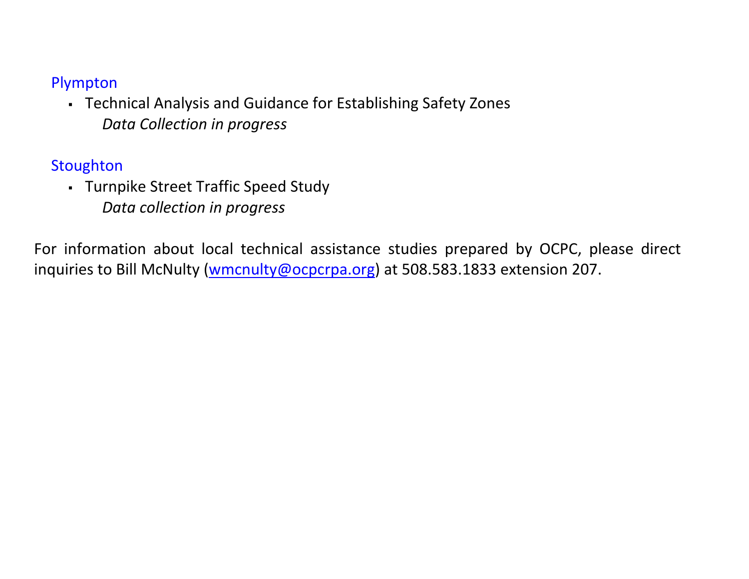### Plympton

- Technical Analysis and Guidance for Establishing Safety Zones
  *Data Collection in progress*

### Stoughton

- Turnpike Street Traffic Speed Study
  *Data collection in progress*

For information about local technical assistance studies prepared by OCPC, please direct inquiries to Bill McNulty (wmcnulty@ocpcrpa.org) at 508.583.1833 extension 207.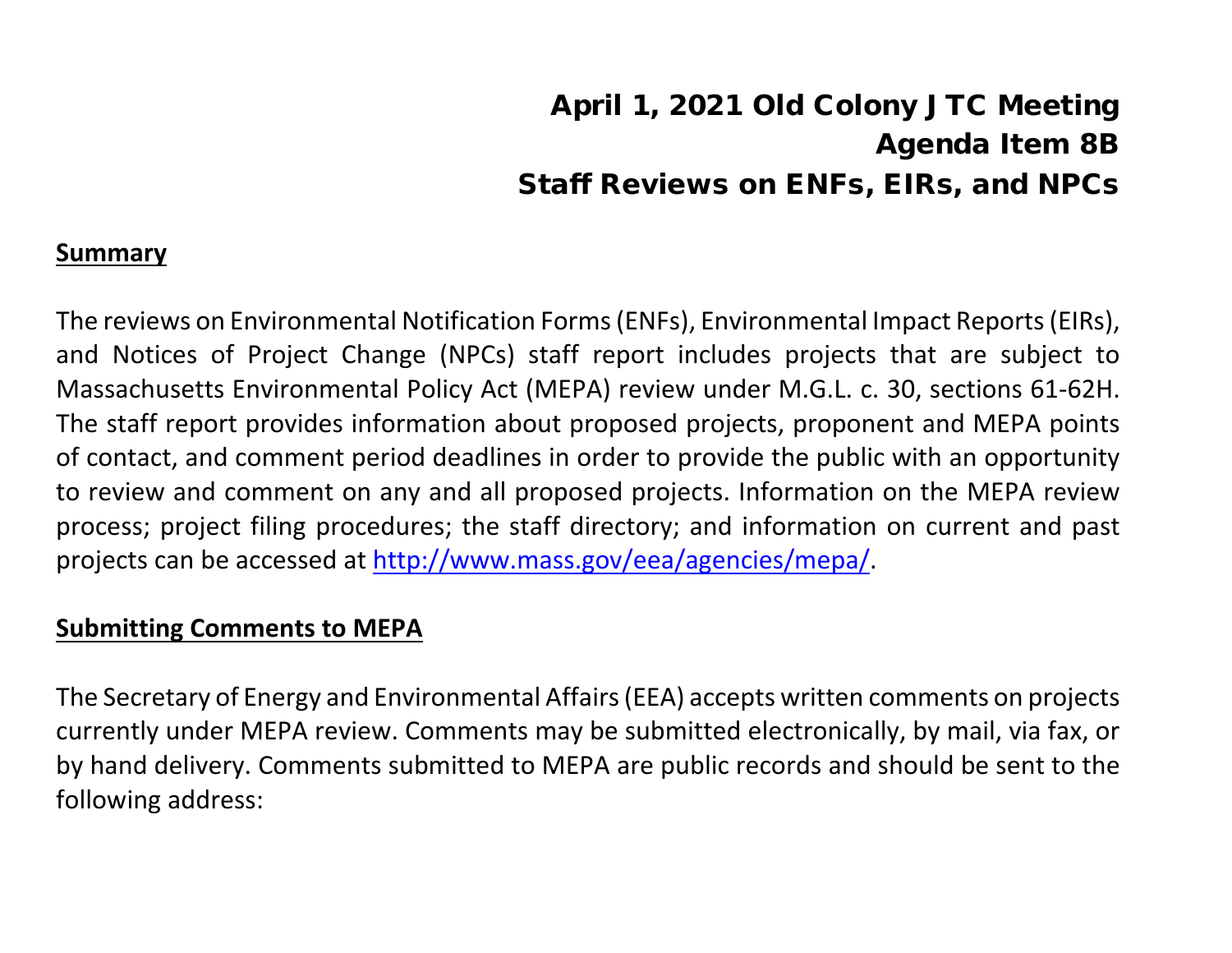# April 1, 2021 Old Colony JTC Meeting
# Agenda Item 8B
# Staff Reviews on ENFs, EIRs, and NPCs

## Summary

The reviews on Environmental Notification Forms (ENFs), Environmental Impact Reports (EIRs), and Notices of Project Change (NPCs) staff report includes projects that are subject to Massachusetts Environmental Policy Act (MEPA) review under M.G.L. c. 30, sections 61-62H. The staff report provides information about proposed projects, proponent and MEPA points of contact, and comment period deadlines in order to provide the public with an opportunity to review and comment on any and all proposed projects. Information on the MEPA review process; project filing procedures; the staff directory; and information on current and past projects can be accessed at [http://www.mass.gov/eea/agencies/mepa/](http://www.mass.gov/eea/agencies/mepa/).

## Submitting Comments to MEPA

The Secretary of Energy and Environmental Affairs (EEA) accepts written comments on projects currently under MEPA review. Comments may be submitted electronically, by mail, via fax, or by hand delivery. Comments submitted to MEPA are public records and should be sent to the following address: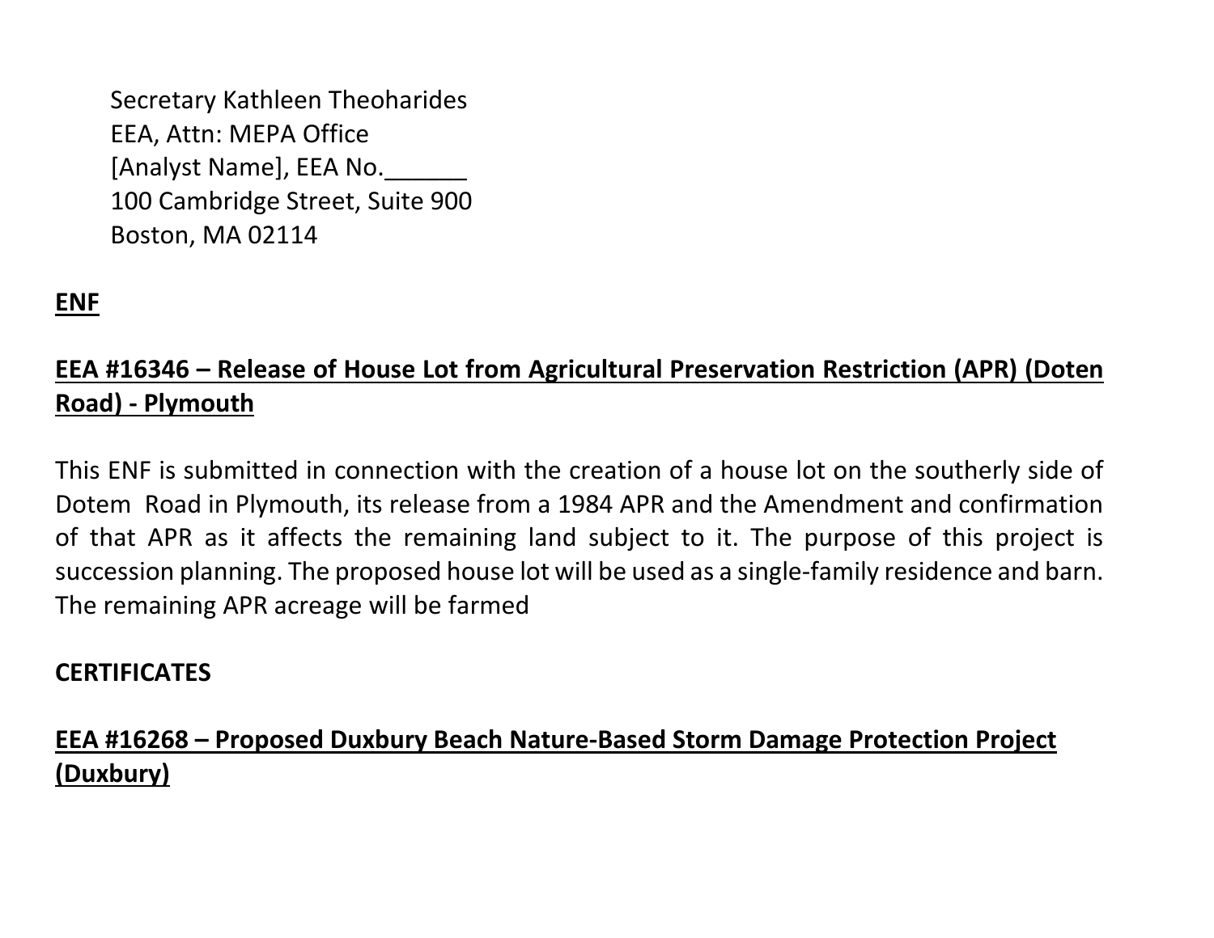Secretary Kathleen Theoharides
EEA, Attn: MEPA Office
[Analyst Name], EEA No.______
100 Cambridge Street, Suite 900
Boston, MA 02114

**ENF**

**EEA #16346 – Release of House Lot from Agricultural Preservation Restriction (APR) (Doten Road) - Plymouth**

This ENF is submitted in connection with the creation of a house lot on the southerly side of Dotem Road in Plymouth, its release from a 1984 APR and the Amendment and confirmation of that APR as it affects the remaining land subject to it. The purpose of this project is succession planning. The proposed house lot will be used as a single-family residence and barn. The remaining APR acreage will be farmed

**CERTIFICATES**

**EEA #16268 – Proposed Duxbury Beach Nature-Based Storm Damage Protection Project (Duxbury)**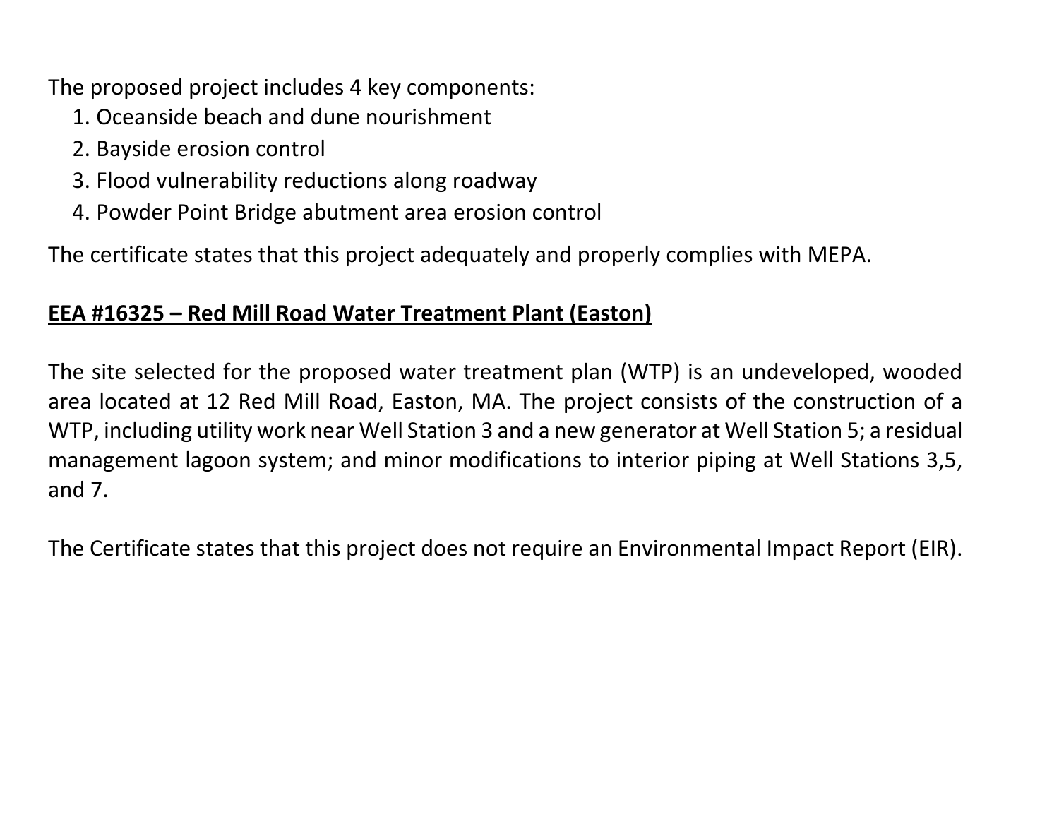The proposed project includes 4 key components:

1. Oceanside beach and dune nourishment
2. Bayside erosion control
3. Flood vulnerability reductions along roadway
4. Powder Point Bridge abutment area erosion control

The certificate states that this project adequately and properly complies with MEPA.

**EEA #16325 – Red Mill Road Water Treatment Plant (Easton)**

The site selected for the proposed water treatment plan (WTP) is an undeveloped, wooded area located at 12 Red Mill Road, Easton, MA. The project consists of the construction of a WTP, including utility work near Well Station 3 and a new generator at Well Station 5; a residual management lagoon system; and minor modifications to interior piping at Well Stations 3,5, and 7.

The Certificate states that this project does not require an Environmental Impact Report (EIR).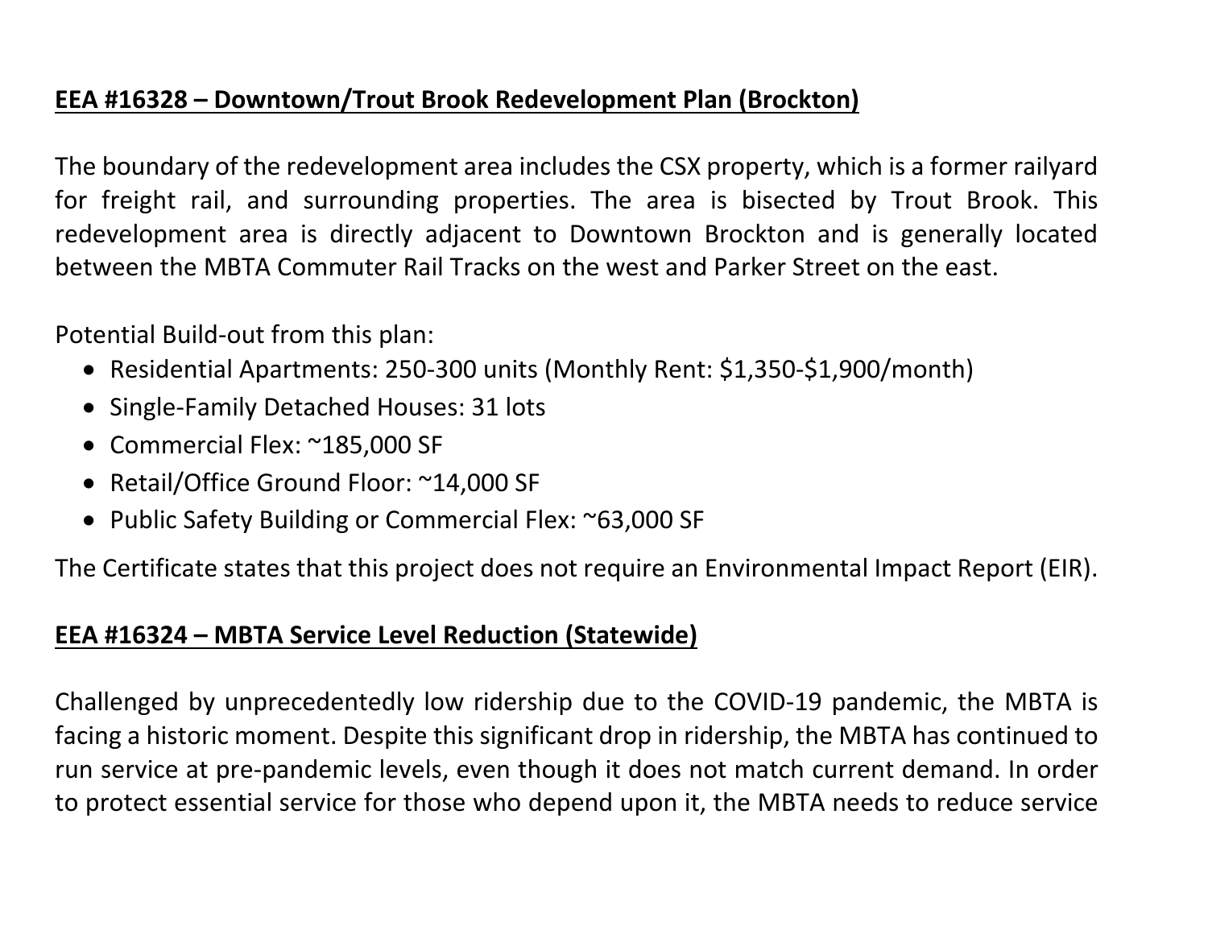**<u>EEA #16328 – Downtown/Trout Brook Redevelopment Plan (Brockton)</u>**

The boundary of the redevelopment area includes the CSX property, which is a former railyard for freight rail, and surrounding properties. The area is bisected by Trout Brook. This redevelopment area is directly adjacent to Downtown Brockton and is generally located between the MBTA Commuter Rail Tracks on the west and Parker Street on the east.

Potential Build-out from this plan:

- Residential Apartments: 250-300 units (Monthly Rent: $1,350-$1,900/month)
- Single-Family Detached Houses: 31 lots
- Commercial Flex: ~185,000 SF
- Retail/Office Ground Floor: ~14,000 SF
- Public Safety Building or Commercial Flex: ~63,000 SF

The Certificate states that this project does not require an Environmental Impact Report (EIR).

**<u>EEA #16324 – MBTA Service Level Reduction (Statewide)</u>**

Challenged by unprecedentedly low ridership due to the COVID-19 pandemic, the MBTA is facing a historic moment. Despite this significant drop in ridership, the MBTA has continued to run service at pre-pandemic levels, even though it does not match current demand. In order to protect essential service for those who depend upon it, the MBTA needs to reduce service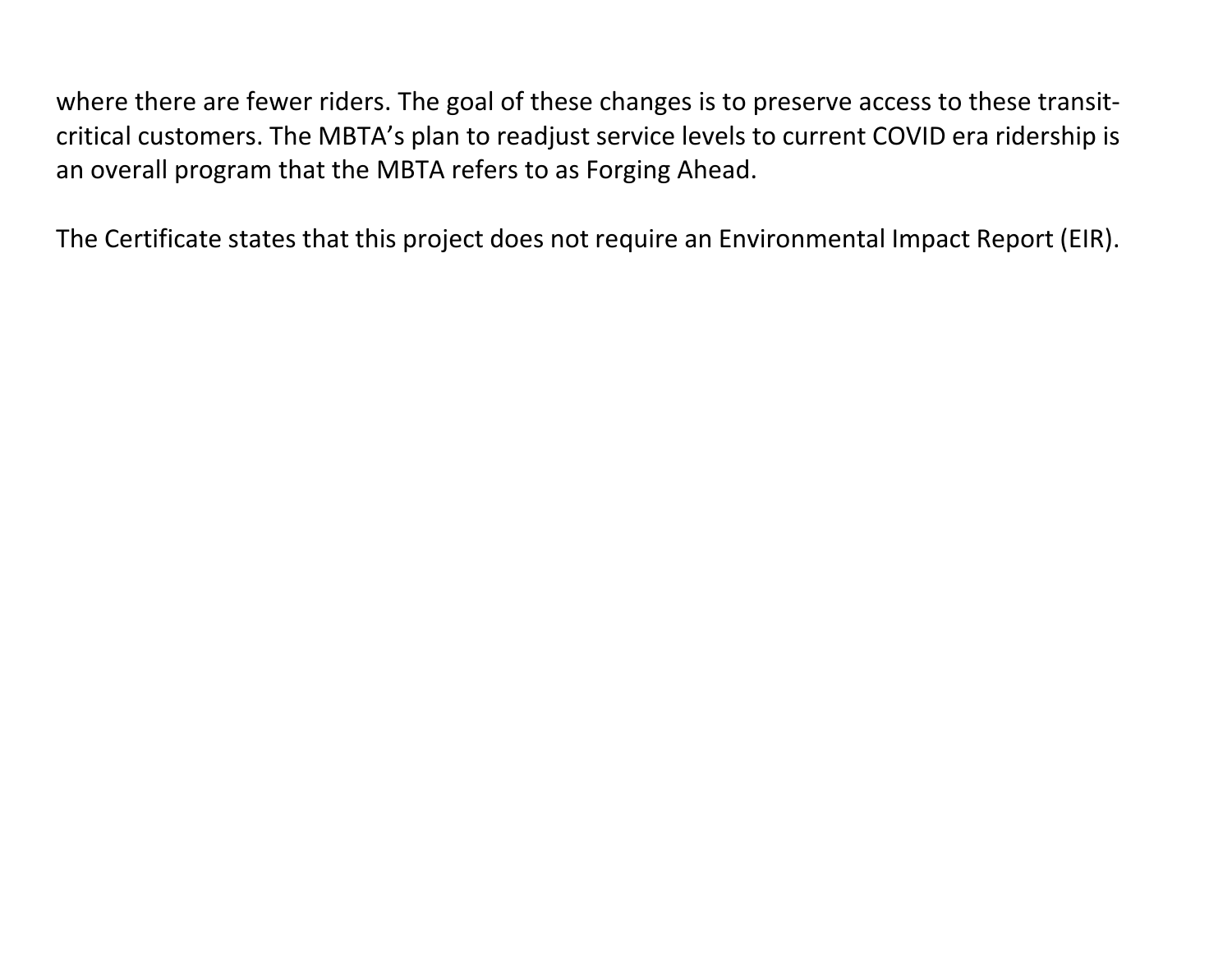where there are fewer riders. The goal of these changes is to preserve access to these transit-critical customers. The MBTA's plan to readjust service levels to current COVID era ridership is an overall program that the MBTA refers to as Forging Ahead.

The Certificate states that this project does not require an Environmental Impact Report (EIR).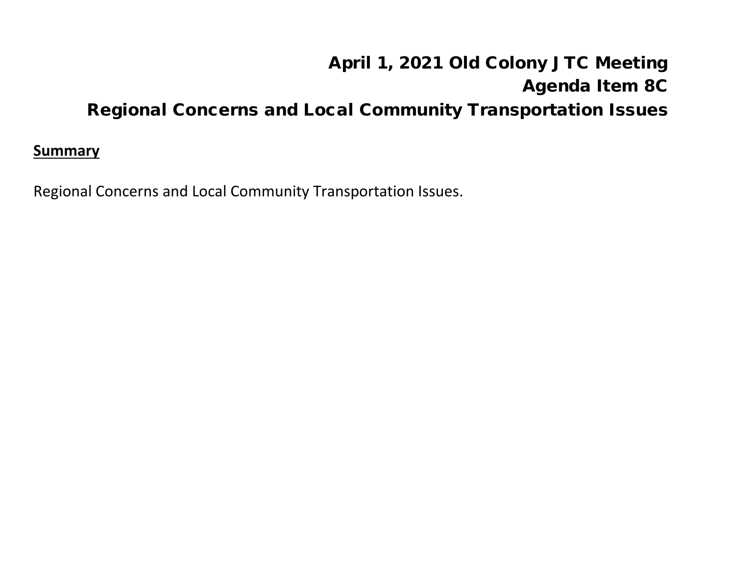# April 1, 2021 Old Colony JTC Meeting
# Agenda Item 8C
# Regional Concerns and Local Community Transportation Issues

**Summary**

Regional Concerns and Local Community Transportation Issues.